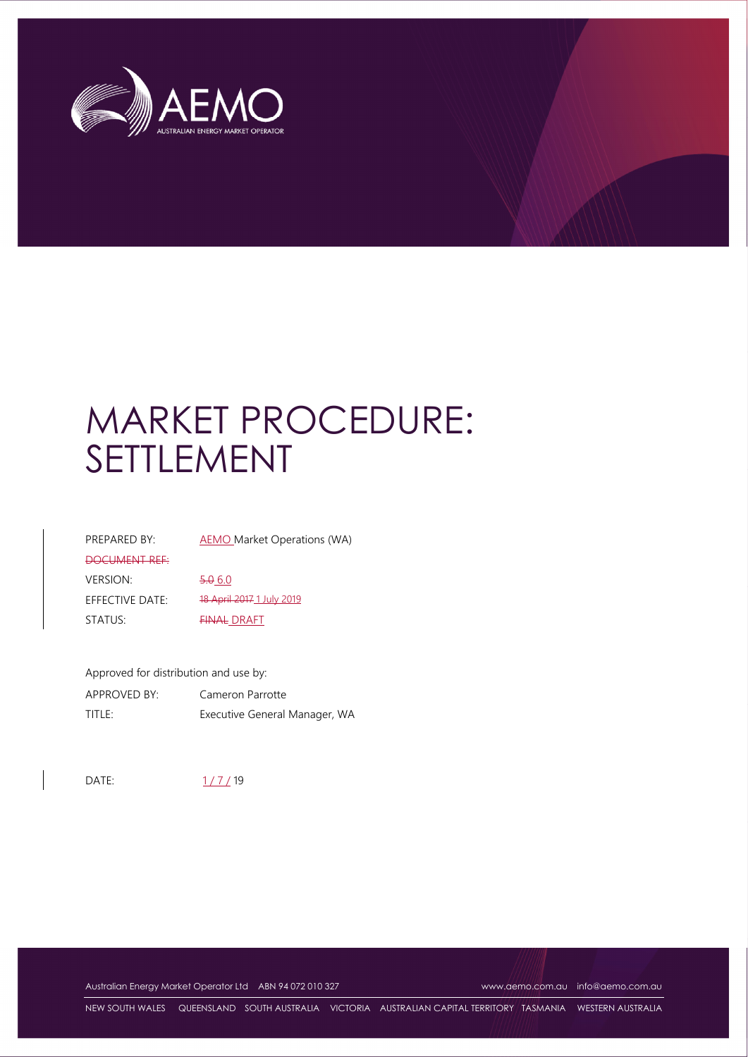# MARKET PROCEDURE: SETTLEMENT

PREPARED BY: AEMO Market Operations (WA)

~~DOCUMENT REF:~~

VERSION: ~~5.0~~ 6.0

EFFECTIVE DATE: ~~18 April 2017~~ 1 July 2019

STATUS: ~~FINAL~~ DRAFT

Approved for distribution and use by:

APPROVED BY: Cameron Parrotte

TITLE: Executive General Manager, WA

DATE: 1 / 7 / 19

Australian Energy Market Operator Ltd ABN 94 072 010 327 www.aemo.com.au info@aemo.com.au

NEW SOUTH WALES QUEENSLAND SOUTH AUSTRALIA VICTORIA AUSTRALIAN CAPITAL TERRITORY TASMANIA WESTERN AUSTRALIA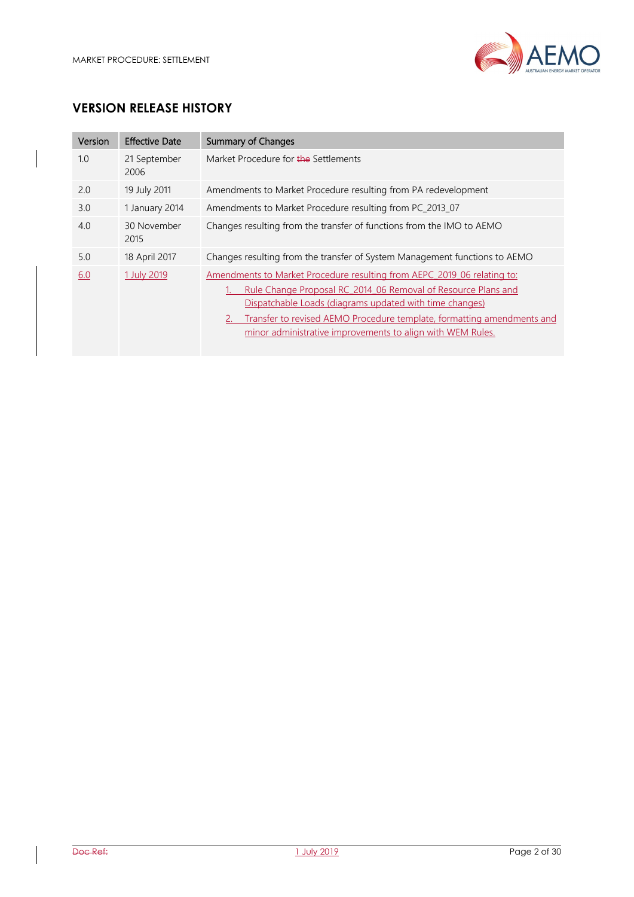## VERSION RELEASE HISTORY

| Version | Effective Date | Summary of Changes |
|---|---|---|
| 1.0 | 21 September 2006 | Market Procedure for ~~the~~ Settlements |
| 2.0 | 19 July 2011 | Amendments to Market Procedure resulting from PA redevelopment |
| 3.0 | 1 January 2014 | Amendments to Market Procedure resulting from PC_2013_07 |
| 4.0 | 30 November 2015 | Changes resulting from the transfer of functions from the IMO to AEMO |
| 5.0 | 18 April 2017 | Changes resulting from the transfer of System Management functions to AEMO |
| 6.0 | 1 July 2019 | Amendments to Market Procedure resulting from AEPC_2019_06 relating to: 1. Rule Change Proposal RC_2014_06 Removal of Resource Plans and Dispatchable Loads (diagrams updated with time changes) 2. Transfer to revised AEMO Procedure template, formatting amendments and minor administrative improvements to align with WEM Rules. |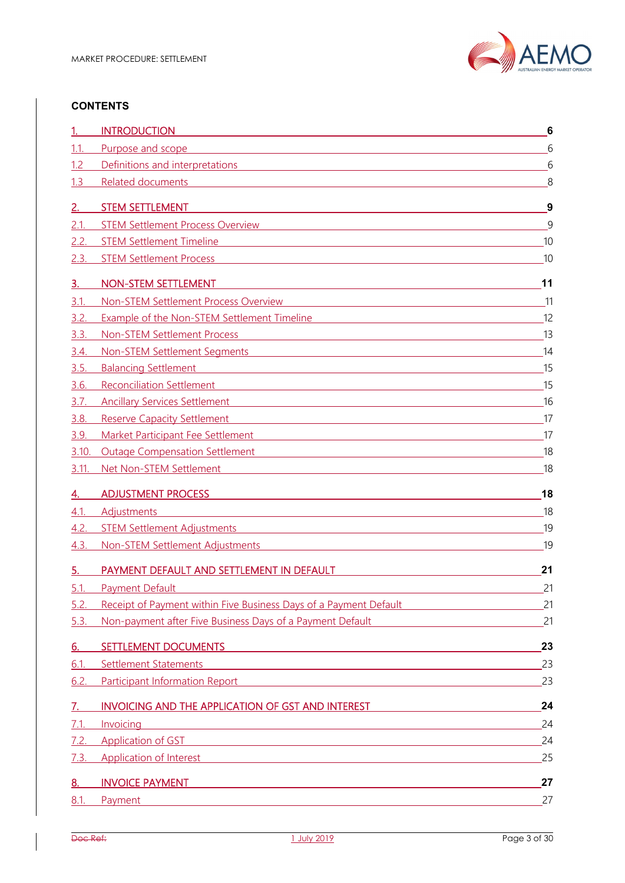## CONTENTS

| | | |
|---|---|---|
| **1.** | **INTRODUCTION** | **6** |
| 1.1. | Purpose and scope | 6 |
| 1.2 | Definitions and interpretations | 6 |
| 1.3 | Related documents | 8 |
| **2.** | **STEM SETTLEMENT** | **9** |
| 2.1. | STEM Settlement Process Overview | 9 |
| 2.2. | STEM Settlement Timeline | 10 |
| 2.3. | STEM Settlement Process | 10 |
| **3.** | **NON-STEM SETTLEMENT** | **11** |
| 3.1. | Non-STEM Settlement Process Overview | 11 |
| 3.2. | Example of the Non-STEM Settlement Timeline | 12 |
| 3.3. | Non-STEM Settlement Process | 13 |
| 3.4. | Non-STEM Settlement Segments | 14 |
| 3.5. | Balancing Settlement | 15 |
| 3.6. | Reconciliation Settlement | 15 |
| 3.7. | Ancillary Services Settlement | 16 |
| 3.8. | Reserve Capacity Settlement | 17 |
| 3.9. | Market Participant Fee Settlement | 17 |
| 3.10. | Outage Compensation Settlement | 18 |
| 3.11. | Net Non-STEM Settlement | 18 |
| **4.** | **ADJUSTMENT PROCESS** | **18** |
| 4.1. | Adjustments | 18 |
| 4.2. | STEM Settlement Adjustments | 19 |
| 4.3. | Non-STEM Settlement Adjustments | 19 |
| **5.** | **PAYMENT DEFAULT AND SETTLEMENT IN DEFAULT** | **21** |
| 5.1. | Payment Default | 21 |
| 5.2. | Receipt of Payment within Five Business Days of a Payment Default | 21 |
| 5.3. | Non-payment after Five Business Days of a Payment Default | 21 |
| **6.** | **SETTLEMENT DOCUMENTS** | **23** |
| 6.1. | Settlement Statements | 23 |
| 6.2. | Participant Information Report | 23 |
| **7.** | **INVOICING AND THE APPLICATION OF GST AND INTEREST** | **24** |
| 7.1. | Invoicing | 24 |
| 7.2. | Application of GST | 24 |
| 7.3. | Application of Interest | 25 |
| **8.** | **INVOICE PAYMENT** | **27** |
| 8.1. | Payment | 27 |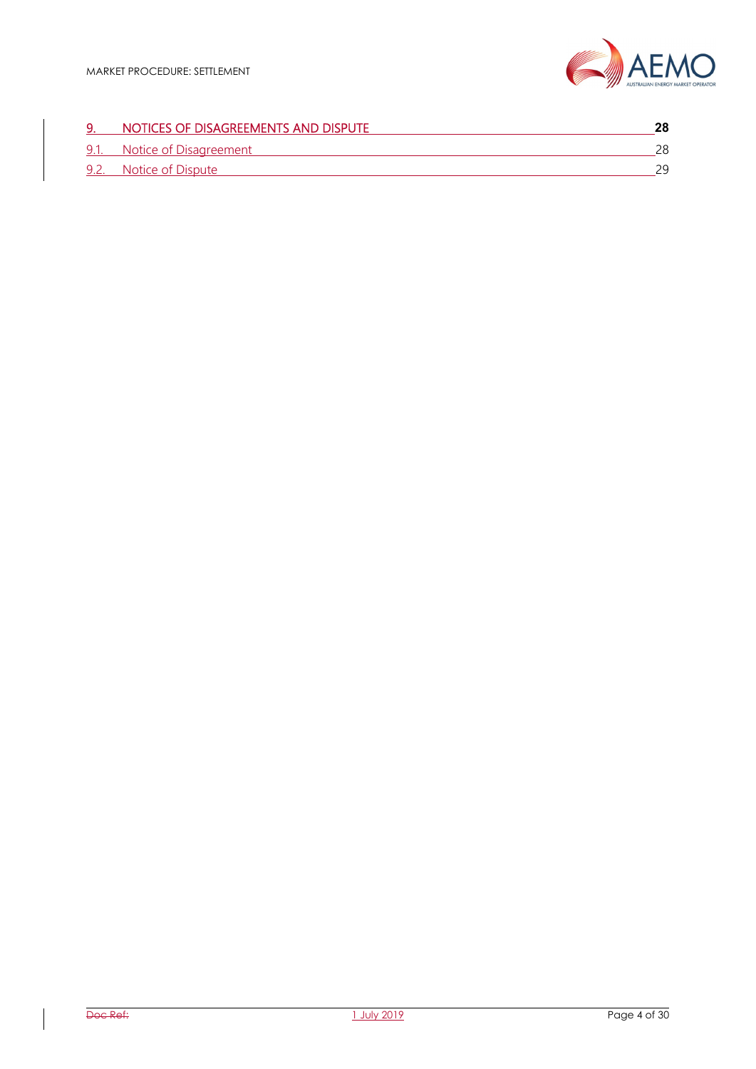9. NOTICES OF DISAGREEMENTS AND DISPUTE 28

9.1. Notice of Disagreement 28

9.2. Notice of Dispute 29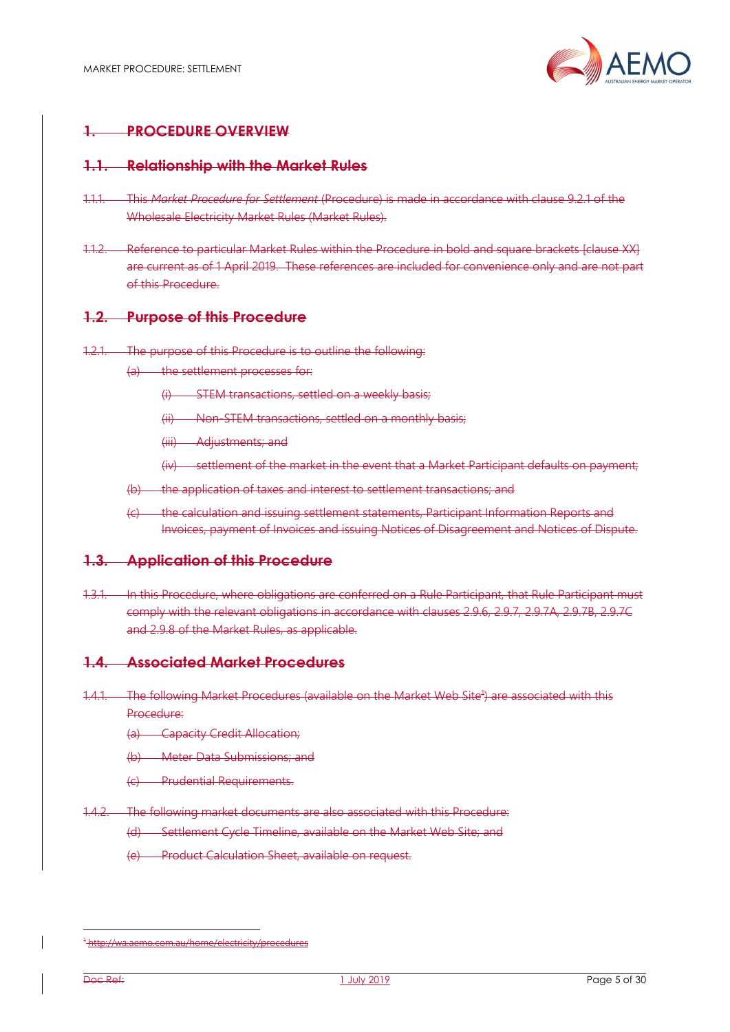# 1. PROCEDURE OVERVIEW

## 1.1. Relationship with the Market Rules

1.1.1. This *Market Procedure for Settlement* (Procedure) is made in accordance with clause 9.2.1 of the Wholesale Electricity Market Rules (Market Rules).

1.1.2. Reference to particular Market Rules within the Procedure in bold and square brackets [clause XX] are current as of 1 April 2019. These references are included for convenience only and are not part of this Procedure.

## 1.2. Purpose of this Procedure

1.2.1. The purpose of this Procedure is to outline the following:

(a) the settlement processes for:

(i) STEM transactions, settled on a weekly basis;

(ii) Non-STEM transactions, settled on a monthly basis;

(iii) Adjustments; and

(iv) settlement of the market in the event that a Market Participant defaults on payment;

(b) the application of taxes and interest to settlement transactions; and

(c) the calculation and issuing settlement statements, Participant Information Reports and Invoices, payment of Invoices and issuing Notices of Disagreement and Notices of Dispute.

## 1.3. Application of this Procedure

1.3.1. In this Procedure, where obligations are conferred on a Rule Participant, that Rule Participant must comply with the relevant obligations in accordance with clauses 2.9.6, 2.9.7, 2.9.7A, 2.9.7B, 2.9.7C and 2.9.8 of the Market Rules, as applicable.

## 1.4. Associated Market Procedures

1.4.1. The following Market Procedures (available on the Market Web Site[1]) are associated with this Procedure:

(a) Capacity Credit Allocation;

(b) Meter Data Submissions; and

(c) Prudential Requirements.

1.4.2. The following market documents are also associated with this Procedure:

(d) Settlement Cycle Timeline, available on the Market Web Site; and

(e) Product Calculation Sheet, available on request.

[1] http://wa.aemo.com.au/home/electricity/procedures

Doc Ref: 1 July 2019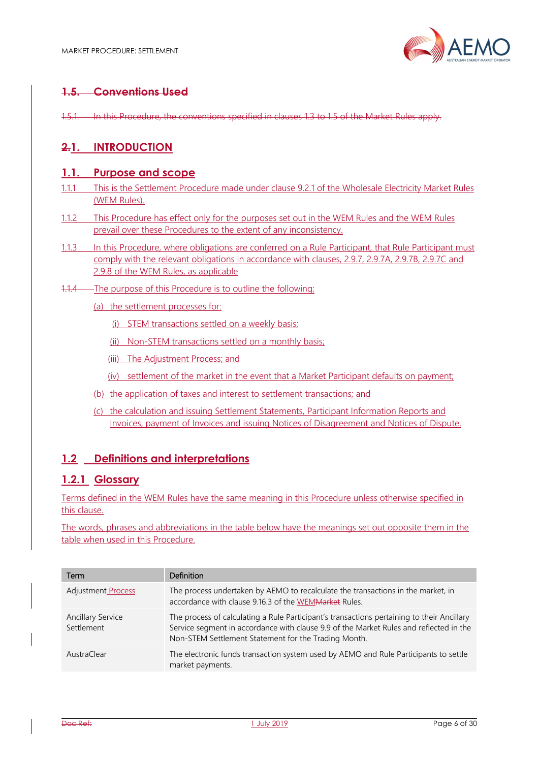## 1.5. Conventions Used

1.5.1. In this Procedure, the conventions specified in clauses 1.3 to 1.5 of the Market Rules apply.

# 2.1. INTRODUCTION

## 1.1. Purpose and scope

1.1.1 This is the Settlement Procedure made under clause 9.2.1 of the Wholesale Electricity Market Rules (WEM Rules).

1.1.2 This Procedure has effect only for the purposes set out in the WEM Rules and the WEM Rules prevail over these Procedures to the extent of any inconsistency.

1.1.3 In this Procedure, where obligations are conferred on a Rule Participant, that Rule Participant must comply with the relevant obligations in accordance with clauses, 2.9.7, 2.9.7A, 2.9.7B, 2.9.7C and 2.9.8 of the WEM Rules, as applicable

1.1.4 The purpose of this Procedure is to outline the following;

(a) the settlement processes for:

(i) STEM transactions settled on a weekly basis;

(ii) Non-STEM transactions settled on a monthly basis;

(iii) The Adjustment Process; and

(iv) settlement of the market in the event that a Market Participant defaults on payment;

(b) the application of taxes and interest to settlement transactions; and

(c) the calculation and issuing Settlement Statements, Participant Information Reports and Invoices, payment of Invoices and issuing Notices of Disagreement and Notices of Dispute.

## 1.2 Definitions and interpretations

### 1.2.1 Glossary

Terms defined in the WEM Rules have the same meaning in this Procedure unless otherwise specified in this clause.

The words, phrases and abbreviations in the table below have the meanings set out opposite them in the table when used in this Procedure.

| Term | Definition |
|---|---|
| Adjustment Process | The process undertaken by AEMO to recalculate the transactions in the market, in accordance with clause 9.16.3 of the WEMMarket Rules. |
| Ancillary Service Settlement | The process of calculating a Rule Participant's transactions pertaining to their Ancillary Service segment in accordance with clause 9.9 of the Market Rules and reflected in the Non-STEM Settlement Statement for the Trading Month. |
| AustraClear | The electronic funds transaction system used by AEMO and Rule Participants to settle market payments. |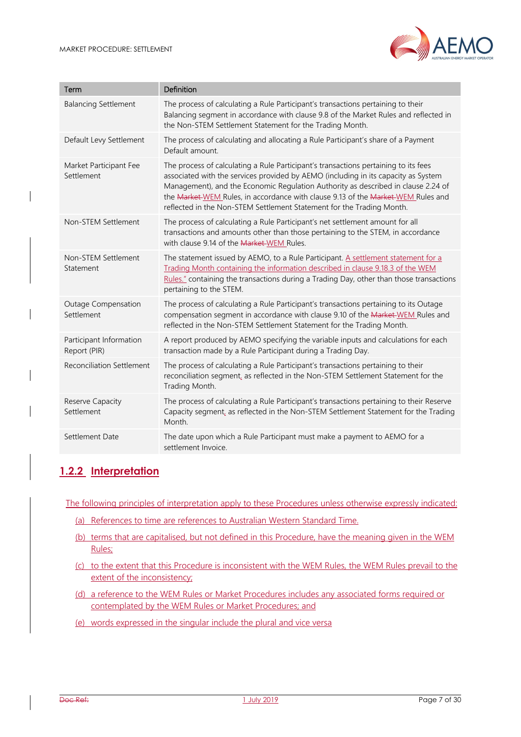| Term | Definition |
| --- | --- |
| Balancing Settlement | The process of calculating a Rule Participant's transactions pertaining to their Balancing segment in accordance with clause 9.8 of the Market Rules and reflected in the Non-STEM Settlement Statement for the Trading Month. |
| Default Levy Settlement | The process of calculating and allocating a Rule Participant's share of a Payment Default amount. |
| Market Participant Fee Settlement | The process of calculating a Rule Participant's transactions pertaining to its fees associated with the services provided by AEMO (including in its capacity as System Management), and the Economic Regulation Authority as described in clause 2.24 of the ~~Market~~ WEM Rules, in accordance with clause 9.13 of the ~~Market~~ WEM Rules and reflected in the Non-STEM Settlement Statement for the Trading Month. |
| Non-STEM Settlement | The process of calculating a Rule Participant's net settlement amount for all transactions and amounts other than those pertaining to the STEM, in accordance with clause 9.14 of the ~~Market~~ WEM Rules. |
| Non-STEM Settlement Statement | The statement issued by AEMO, to a Rule Participant. A settlement statement for a Trading Month containing the information described in clause 9.18.3 of the WEM Rules." containing the transactions during a Trading Day, other than those transactions pertaining to the STEM. |
| Outage Compensation Settlement | The process of calculating a Rule Participant's transactions pertaining to its Outage compensation segment in accordance with clause 9.10 of the ~~Market~~ WEM Rules and reflected in the Non-STEM Settlement Statement for the Trading Month. |
| Participant Information Report (PIR) | A report produced by AEMO specifying the variable inputs and calculations for each transaction made by a Rule Participant during a Trading Day. |
| Reconciliation Settlement | The process of calculating a Rule Participant's transactions pertaining to their reconciliation segment, as reflected in the Non-STEM Settlement Statement for the Trading Month. |
| Reserve Capacity Settlement | The process of calculating a Rule Participant's transactions pertaining to their Reserve Capacity segment, as reflected in the Non-STEM Settlement Statement for the Trading Month. |
| Settlement Date | The date upon which a Rule Participant must make a payment to AEMO for a settlement Invoice. |

### 1.2.2 Interpretation

The following principles of interpretation apply to these Procedures unless otherwise expressly indicated:

(a) References to time are references to Australian Western Standard Time.

(b) terms that are capitalised, but not defined in this Procedure, have the meaning given in the WEM Rules;

(c) to the extent that this Procedure is inconsistent with the WEM Rules, the WEM Rules prevail to the extent of the inconsistency;

(d) a reference to the WEM Rules or Market Procedures includes any associated forms required or contemplated by the WEM Rules or Market Procedures; and

(e) words expressed in the singular include the plural and vice versa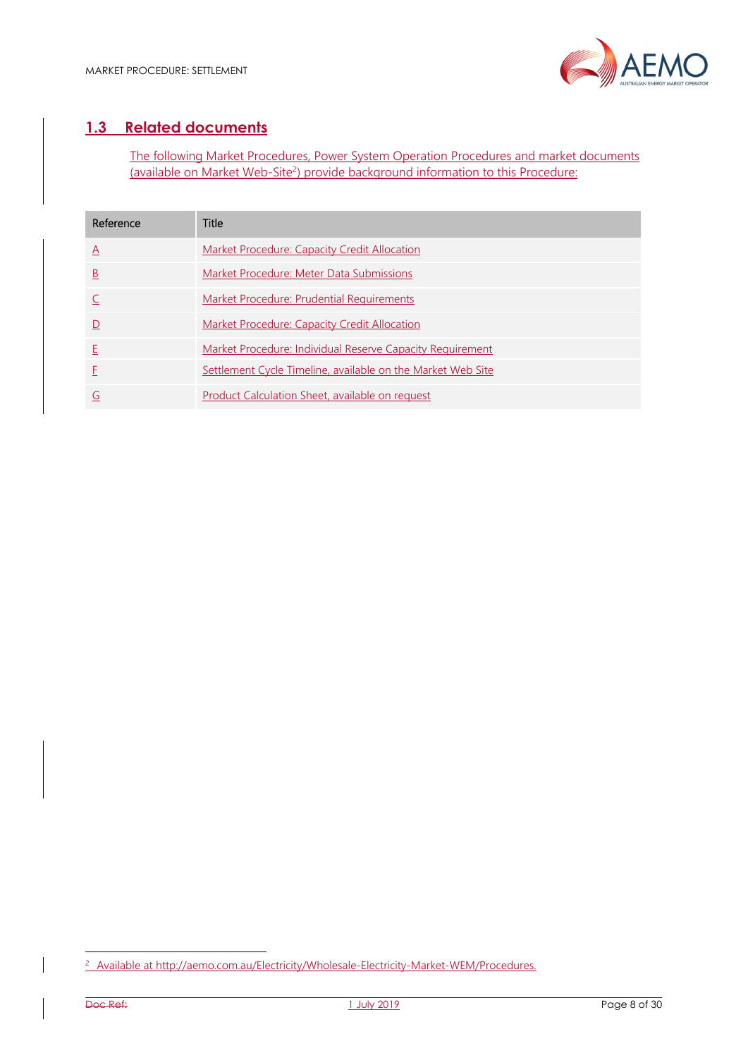## 1.3 Related documents

The following Market Procedures, Power System Operation Procedures and market documents (available on Market Web-Site[2]) provide background information to this Procedure:

| Reference | Title |
|---|---|
| A | Market Procedure: Capacity Credit Allocation |
| B | Market Procedure: Meter Data Submissions |
| C | Market Procedure: Prudential Requirements |
| D | Market Procedure: Capacity Credit Allocation |
| E | Market Procedure: Individual Reserve Capacity Requirement |
| F | Settlement Cycle Timeline, available on the Market Web Site |
| G | Product Calculation Sheet, available on request |

[2] Available at http://aemo.com.au/Electricity/Wholesale-Electricity-Market-WEM/Procedures.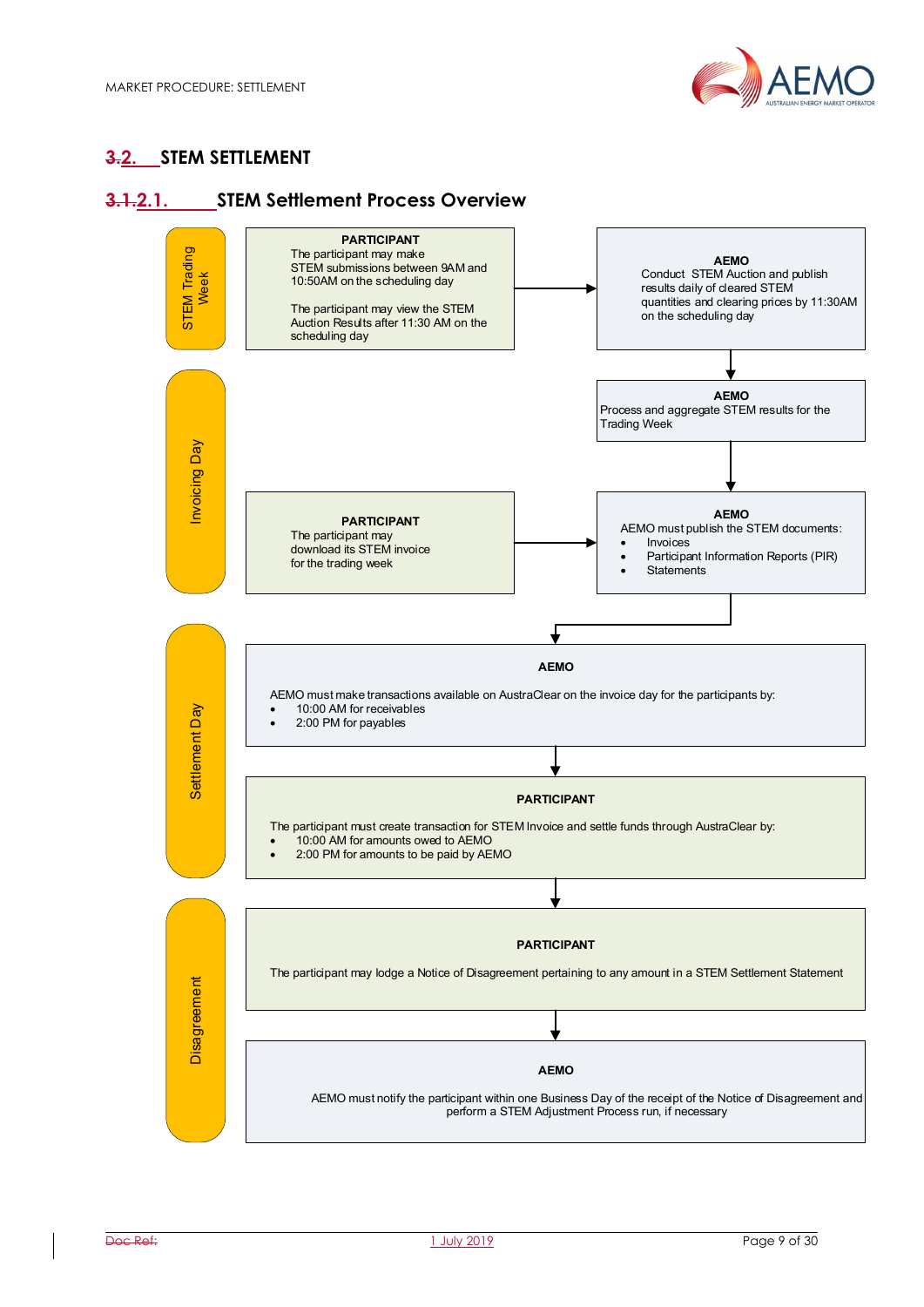## 3.2. STEM SETTLEMENT

### 3.1.2.1. STEM Settlement Process Overview

**STEM Trading Week**

**PARTICIPANT**
The participant may make STEM submissions between 9AM and 10:50AM on the scheduling day

The participant may view the STEM Auction Results after 11:30 AM on the scheduling day

**AEMO**
Conduct STEM Auction and publish results daily of cleared STEM quantities and clearing prices by 11:30AM on the scheduling day

**Invoicing Day**

**AEMO**
Process and aggregate STEM results for the Trading Week

**PARTICIPANT**
The participant may download its STEM invoice for the trading week

**AEMO**
AEMO must publish the STEM documents:

- Invoices
- Participant Information Reports (PIR)
- Statements

**Settlement Day**

**AEMO**

AEMO must make transactions available on AustraClear on the invoice day for the participants by:

- 10:00 AM for receivables
- 2:00 PM for payables

**PARTICIPANT**

The participant must create transaction for STEM Invoice and settle funds through AustraClear by:

- 10:00 AM for amounts owed to AEMO
- 2:00 PM for amounts to be paid by AEMO

**Disagreement**

**PARTICIPANT**

The participant may lodge a Notice of Disagreement pertaining to any amount in a STEM Settlement Statement

**AEMO**

AEMO must notify the participant within one Business Day of the receipt of the Notice of Disagreement and perform a STEM Adjustment Process run, if necessary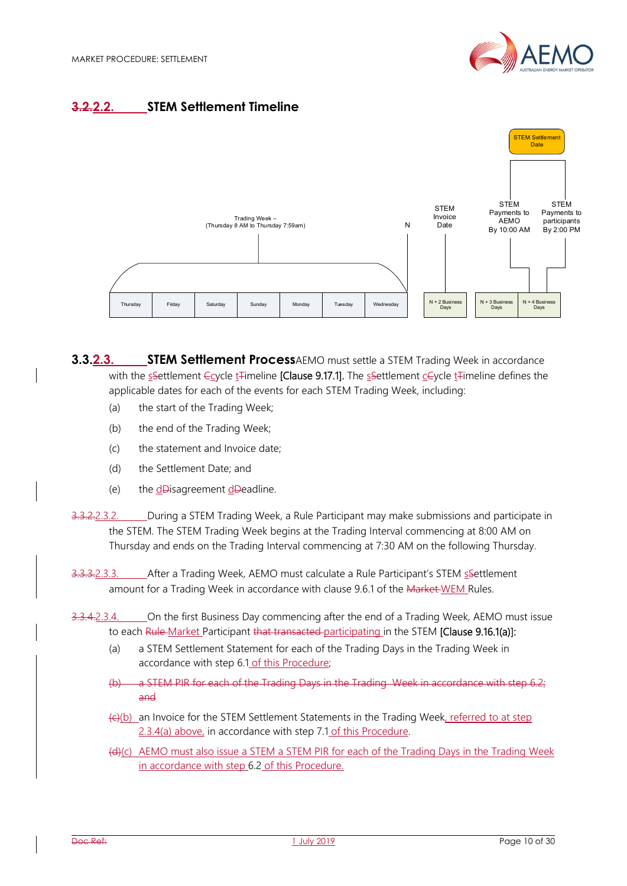### 3.2.2.2. STEM Settlement Timeline

Trading Week – (Thursday 8 AM to Thursday 7:59am)

| Thursday | Friday | Saturday | Sunday | Monday | Tuesday | Wednesday | N + 2 Business Days | N + 3 Business Days | N + 4 Business Days |
|---|---|---|---|---|---|---|---|---|---|

N

STEM Invoice Date (N + 2 Business Days)

STEM Settlement Date: STEM Payments to AEMO By 10:00 AM (N + 3 Business Days); STEM Payments to participants By 2:00 PM (N + 4 Business Days)

## 3.3.2.3. STEM Settlement Process

AEMO must settle a STEM Trading Week in accordance with the sSettlement Ccycle tTimeline [Clause 9.17.1]. The sSettlement cCycle tTimeline defines the applicable dates for each of the events for each STEM Trading Week, including:

(a) the start of the Trading Week;

(b) the end of the Trading Week;

(c) the statement and Invoice date;

(d) the Settlement Date; and

(e) the dDisagreement dDeadline.

3.3.2.2.3.2. During a STEM Trading Week, a Rule Participant may make submissions and participate in the STEM. The STEM Trading Week begins at the Trading Interval commencing at 8:00 AM on Thursday and ends on the Trading Interval commencing at 7:30 AM on the following Thursday.

3.3.3.2.3.3. After a Trading Week, AEMO must calculate a Rule Participant's STEM sSettlement amount for a Trading Week in accordance with clause 9.6.1 of the Market WEM Rules.

3.3.4.2.3.4. On the first Business Day commencing after the end of a Trading Week, AEMO must issue to each Rule Market Participant that transacted participating in the STEM [Clause 9.16.1(a)]:

(a) a STEM Settlement Statement for each of the Trading Days in the Trading Week in accordance with step 6.1 of this Procedure;

~~(b) a STEM PIR for each of the Trading Days in the Trading Week in accordance with step 6.2; and~~

(c)(b) an Invoice for the STEM Settlement Statements in the Trading Week, referred to at step 2.3.4(a) above, in accordance with step 7.1 of this Procedure.

(d)(c) AEMO must also issue a STEM a STEM PIR for each of the Trading Days in the Trading Week in accordance with step 6.2 of this Procedure.

Doc Ref: 1 July 2019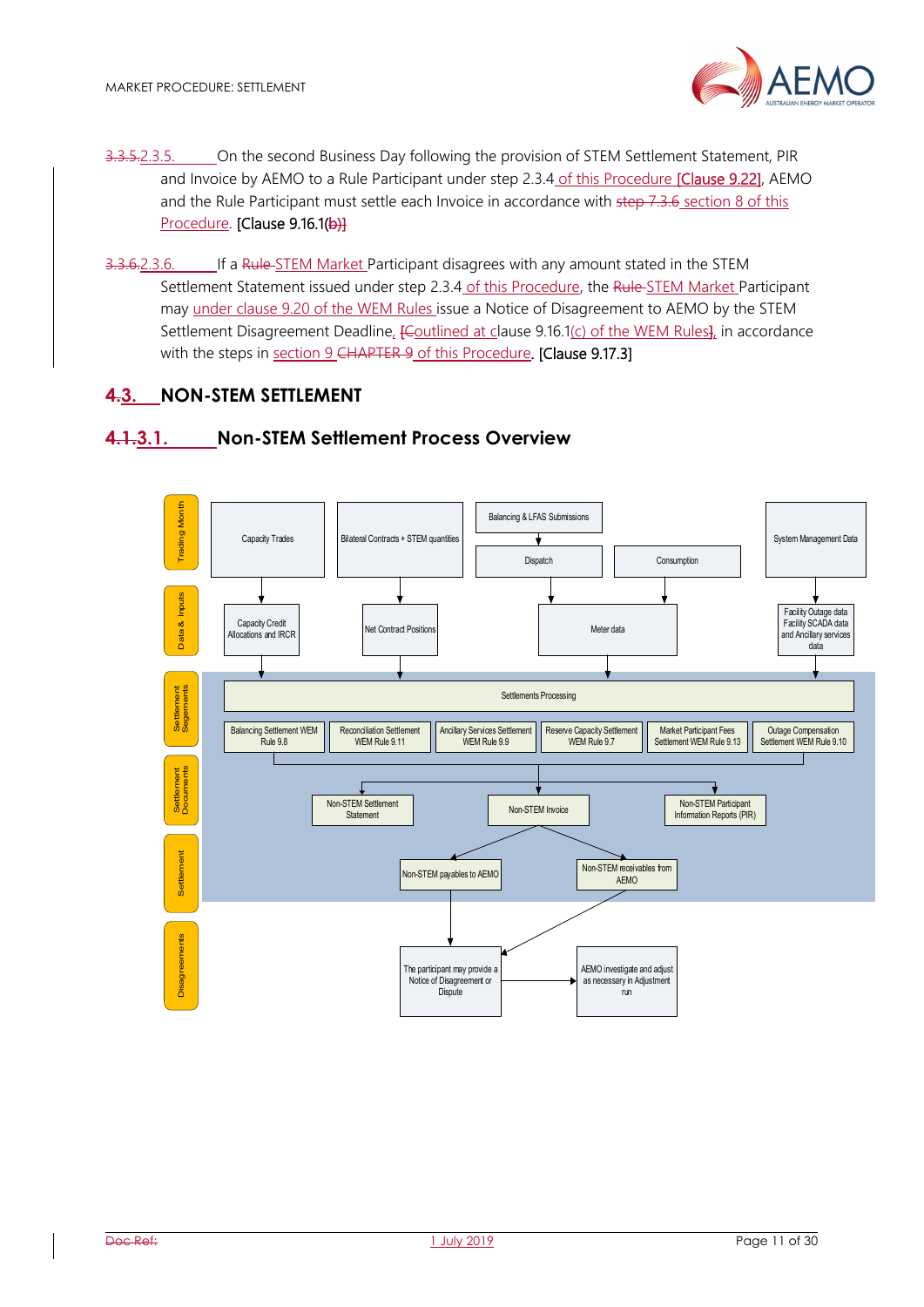~~3.3.5.~~2.3.5. On the second Business Day following the provision of STEM Settlement Statement, PIR and Invoice by AEMO to a Rule Participant under step 2.3.4 of this Procedure [Clause 9.22], AEMO and the Rule Participant must settle each Invoice in accordance with ~~step 7.3.6~~ section 8 of this Procedure. [Clause 9.16.1(~~b~~)]

~~3.3.6.~~2.3.6. If a ~~Rule~~ STEM Market Participant disagrees with any amount stated in the STEM Settlement Statement issued under step 2.3.4 of this Procedure, the ~~Rule~~ STEM Market Participant may under clause 9.20 of the WEM Rules issue a Notice of Disagreement to AEMO by the STEM Settlement Disagreement Deadline, ~~[C~~outlined at clause 9.16.1(c) of the WEM Rules~~]~~, in accordance with the steps in section 9 ~~CHAPTER 9~~ of this Procedure. [Clause 9.17.3]

## ~~4.~~3. NON-STEM SETTLEMENT

### ~~4.1.~~3.1. Non-STEM Settlement Process Overview

**Trading Month:** Capacity Trades; Bilateral Contracts + STEM quantities; Balancing & LFAS Submissions → Dispatch; Consumption; System Management Data

**Data & Inputs:** Capacity Credit Allocations and IRCR; Net Contract Positions; Meter data; Facility Outage data, Facility SCADA data and Ancillary services data

**Settlement Segements:** Settlements Processing → Balancing Settlement WEM Rule 9.8; Reconciliation Settlement WEM Rule 9.11; Ancillary Services Settlement WEM Rule 9.9; Reserve Capacity Settlement WEM Rule 9.7; Market Participant Fees Settlement WEM Rule 9.13; Outage Compensation Settlement WEM Rule 9.10

**Settlement Documents:** Non-STEM Settlement Statement; Non-STEM Invoice; Non-STEM Participant Information Reports (PIR)

**Settlement:** Non-STEM payables to AEMO; Non-STEM receivables from AEMO

**Disagreements:** The participant may provide a Notice of Disagreement or Dispute → AEMO investigate and adjust as necessary in Adjustment run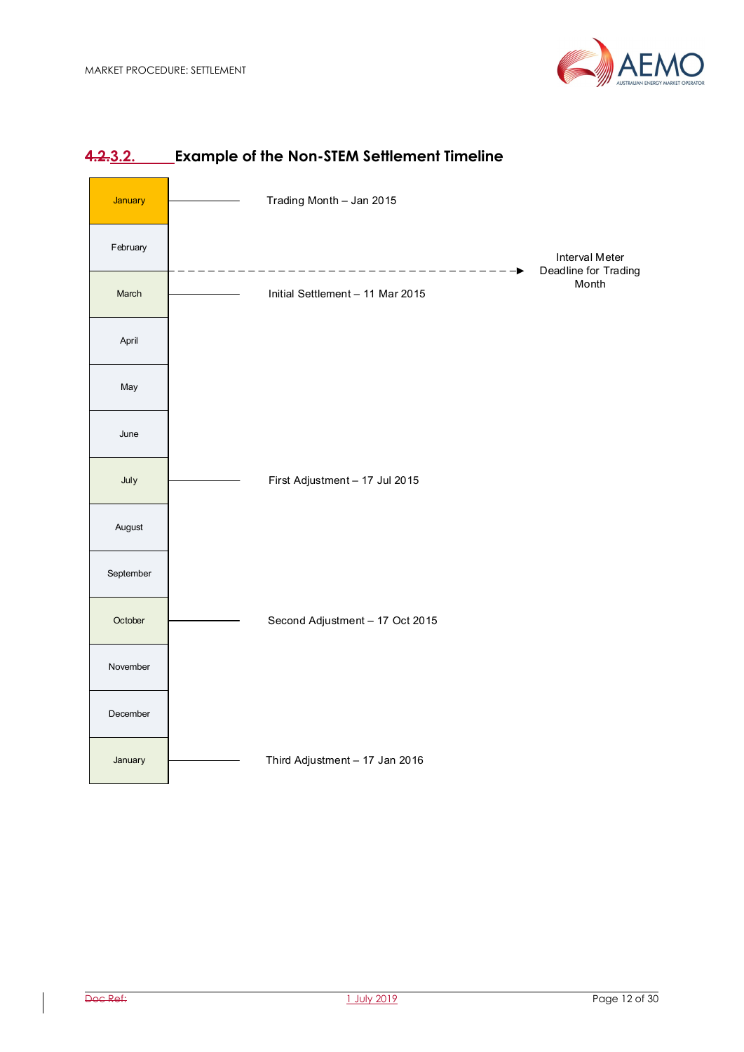### 4.2.3.2. Example of the Non-STEM Settlement Timeline

| Month | Event |
|---|---|
| January | Trading Month – Jan 2015 |
| February | |
| | Interval Meter Deadline for Trading Month |
| March | Initial Settlement – 11 Mar 2015 |
| April | |
| May | |
| June | |
| July | First Adjustment – 17 Jul 2015 |
| August | |
| September | |
| October | Second Adjustment – 17 Oct 2015 |
| November | |
| December | |
| January | Third Adjustment – 17 Jan 2016 |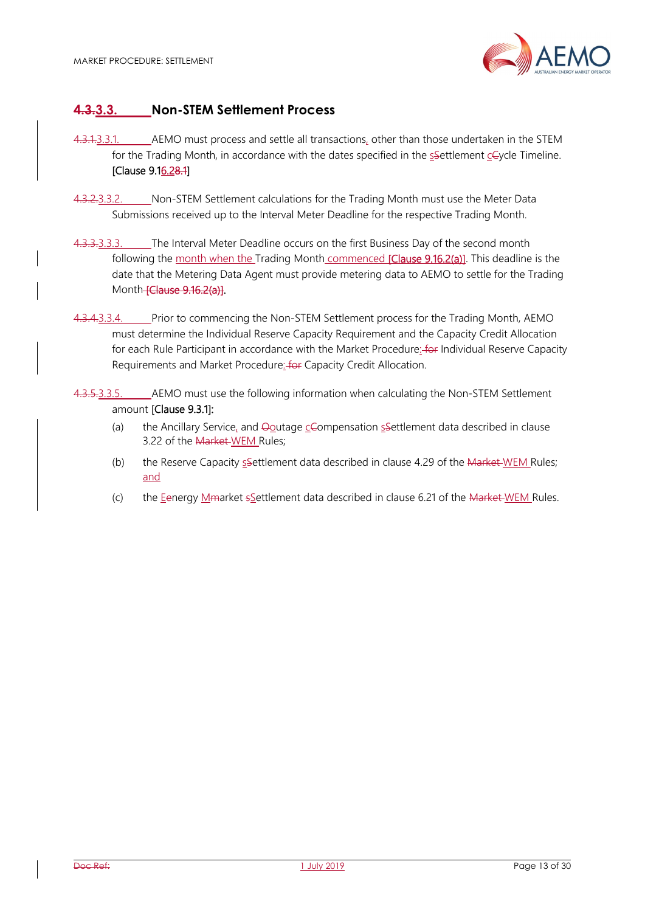### 4.3.3.3. Non-STEM Settlement Process

4.3.1.3.3.1. AEMO must process and settle all transactions, other than those undertaken in the STEM for the Trading Month, in accordance with the dates specified in the sSettlement cCycle Timeline. [Clause 9.16.28.1]

4.3.2.3.3.2. Non-STEM Settlement calculations for the Trading Month must use the Meter Data Submissions received up to the Interval Meter Deadline for the respective Trading Month.

4.3.3.3.3.3. The Interval Meter Deadline occurs on the first Business Day of the second month following the month when the Trading Month commenced [Clause 9.16.2(a)]. This deadline is the date that the Metering Data Agent must provide metering data to AEMO to settle for the Trading Month [Clause 9.16.2(a)].

4.3.4.3.3.4. Prior to commencing the Non-STEM Settlement process for the Trading Month, AEMO must determine the Individual Reserve Capacity Requirement and the Capacity Credit Allocation for each Rule Participant in accordance with the Market Procedure: for Individual Reserve Capacity Requirements and Market Procedure: for Capacity Credit Allocation.

4.3.5.3.3.5. AEMO must use the following information when calculating the Non-STEM Settlement amount [Clause 9.3.1]:

(a) the Ancillary Service, and Ooutage cCompensation sSettlement data described in clause 3.22 of the Market WEM Rules;

(b) the Reserve Capacity sSettlement data described in clause 4.29 of the Market WEM Rules; and

(c) the Eenergy Mmarket sSettlement data described in clause 6.21 of the Market WEM Rules.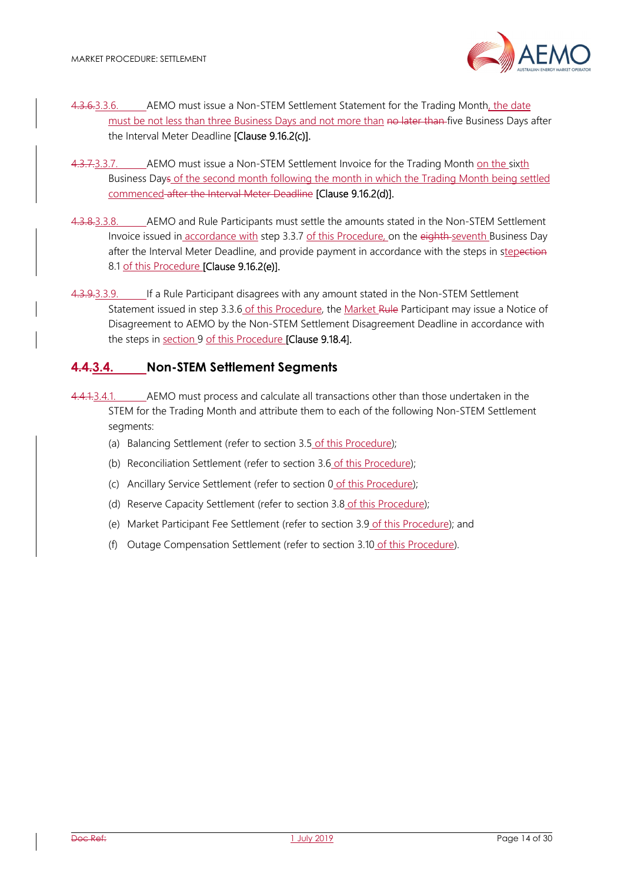4.3.6.3.3.6. AEMO must issue a Non-STEM Settlement Statement for the Trading Month, the date must be not less than three Business Days and not more than no later than five Business Days after the Interval Meter Deadline [Clause 9.16.2(c)].

4.3.7.3.3.7. AEMO must issue a Non-STEM Settlement Invoice for the Trading Month on the sixth Business Days of the second month following the month in which the Trading Month being settled commenced after the Interval Meter Deadline [Clause 9.16.2(d)].

4.3.8.3.3.8. AEMO and Rule Participants must settle the amounts stated in the Non-STEM Settlement Invoice issued in accordance with step 3.3.7 of this Procedure, on the eighth seventh Business Day after the Interval Meter Deadline, and provide payment in accordance with the steps in stepection 8.1 of this Procedure [Clause 9.16.2(e)].

4.3.9.3.3.9. If a Rule Participant disagrees with any amount stated in the Non-STEM Settlement Statement issued in step 3.3.6 of this Procedure, the Market Rule Participant may issue a Notice of Disagreement to AEMO by the Non-STEM Settlement Disagreement Deadline in accordance with the steps in section 9 of this Procedure [Clause 9.18.4].

## 4.4.3.4. Non-STEM Settlement Segments

4.4.1.3.4.1. AEMO must process and calculate all transactions other than those undertaken in the STEM for the Trading Month and attribute them to each of the following Non-STEM Settlement segments:

(a) Balancing Settlement (refer to section 3.5 of this Procedure);

(b) Reconciliation Settlement (refer to section 3.6 of this Procedure);

(c) Ancillary Service Settlement (refer to section 0 of this Procedure);

(d) Reserve Capacity Settlement (refer to section 3.8 of this Procedure);

(e) Market Participant Fee Settlement (refer to section 3.9 of this Procedure); and

(f) Outage Compensation Settlement (refer to section 3.10 of this Procedure).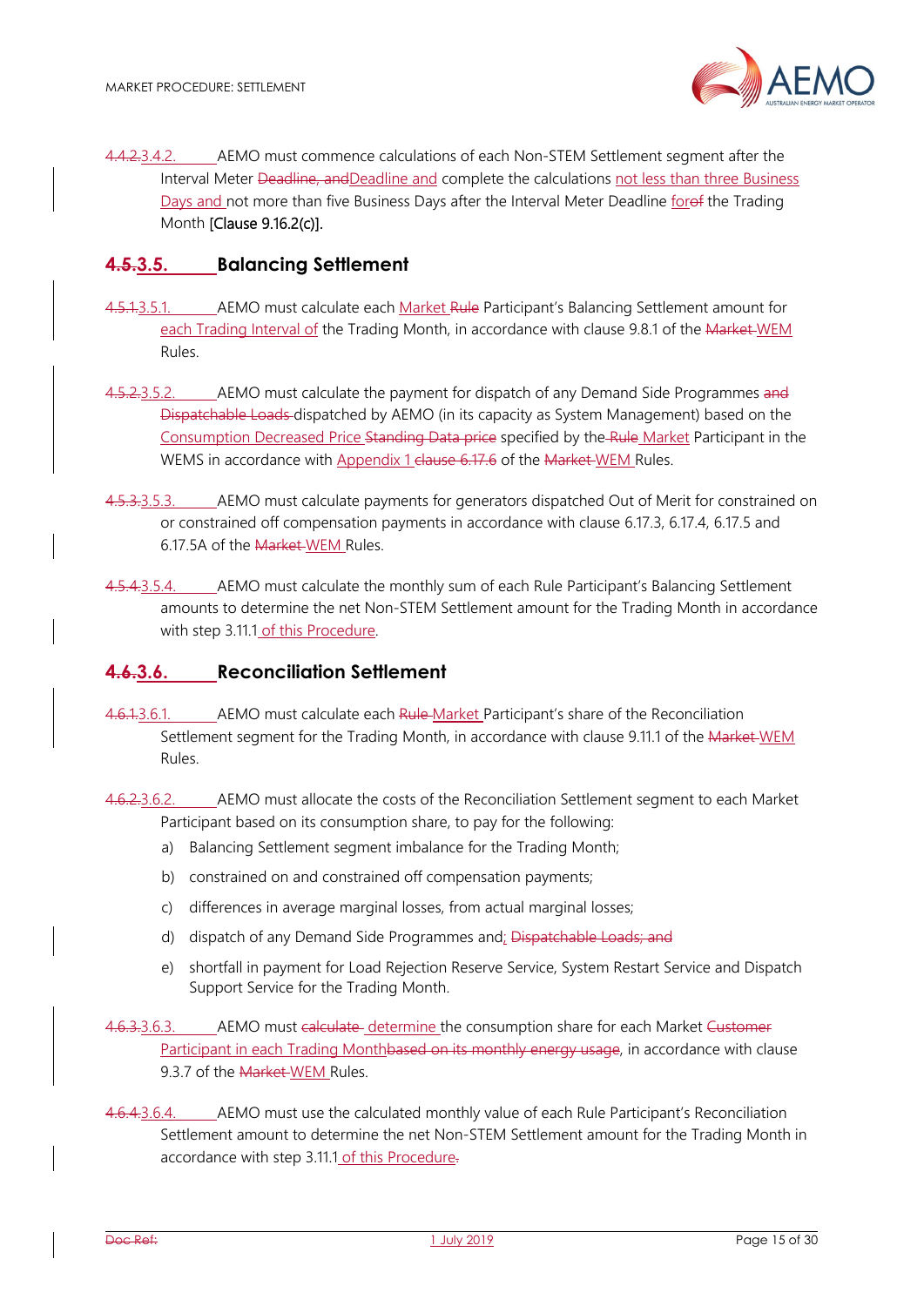~~4.4.2.~~3.4.2. AEMO must commence calculations of each Non-STEM Settlement segment after the Interval Meter ~~Deadline, and~~Deadline and complete the calculations not less than three Business Days and not more than five Business Days after the Interval Meter Deadline for~~of~~ the Trading Month [Clause 9.16.2(c)].

## ~~4.5.~~3.5. Balancing Settlement

~~4.5.1.~~3.5.1. AEMO must calculate each Market ~~Rule~~ Participant's Balancing Settlement amount for each Trading Interval of the Trading Month, in accordance with clause 9.8.1 of the ~~Market~~ WEM Rules.

~~4.5.2.~~3.5.2. AEMO must calculate the payment for dispatch of any Demand Side Programmes ~~and Dispatchable Loads~~ dispatched by AEMO (in its capacity as System Management) based on the Consumption Decreased Price ~~Standing Data price~~ specified by the ~~Rule~~ Market Participant in the WEMS in accordance with Appendix 1 ~~clause 6.17.6~~ of the ~~Market~~ WEM Rules.

~~4.5.3.~~3.5.3. AEMO must calculate payments for generators dispatched Out of Merit for constrained on or constrained off compensation payments in accordance with clause 6.17.3, 6.17.4, 6.17.5 and 6.17.5A of the ~~Market~~ WEM Rules.

~~4.5.4.~~3.5.4. AEMO must calculate the monthly sum of each Rule Participant's Balancing Settlement amounts to determine the net Non-STEM Settlement amount for the Trading Month in accordance with step 3.11.1 of this Procedure.

## ~~4.6.~~3.6. Reconciliation Settlement

~~4.6.1.~~3.6.1. AEMO must calculate each ~~Rule~~ Market Participant's share of the Reconciliation Settlement segment for the Trading Month, in accordance with clause 9.11.1 of the ~~Market~~ WEM Rules.

~~4.6.2.~~3.6.2. AEMO must allocate the costs of the Reconciliation Settlement segment to each Market Participant based on its consumption share, to pay for the following:

a) Balancing Settlement segment imbalance for the Trading Month;

b) constrained on and constrained off compensation payments;

c) differences in average marginal losses, from actual marginal losses;

d) dispatch of any Demand Side Programmes and; ~~Dispatchable Loads; and~~

e) shortfall in payment for Load Rejection Reserve Service, System Restart Service and Dispatch Support Service for the Trading Month.

~~4.6.3.~~3.6.3. AEMO must ~~calculate~~ determine the consumption share for each Market ~~Customer~~ Participant in each Trading Month~~based on its monthly energy usage~~, in accordance with clause 9.3.7 of the ~~Market~~ WEM Rules.

~~4.6.4.~~3.6.4. AEMO must use the calculated monthly value of each Rule Participant's Reconciliation Settlement amount to determine the net Non-STEM Settlement amount for the Trading Month in accordance with step 3.11.1 of this Procedure~~.~~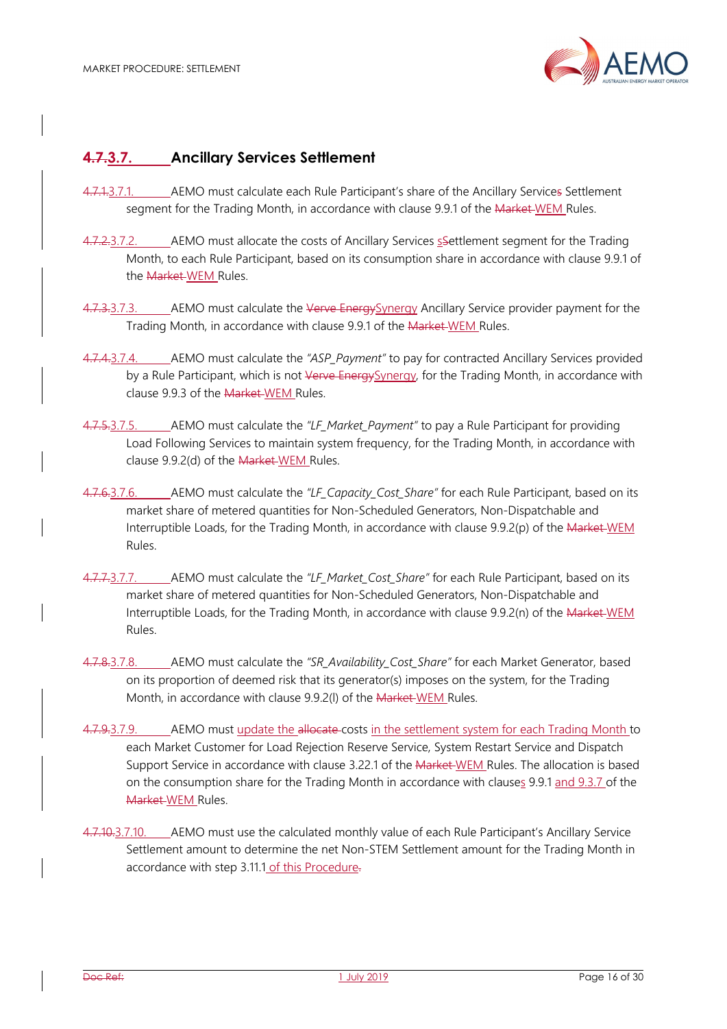## 3.7. Ancillary Services Settlement

3.7.1. AEMO must calculate each Rule Participant's share of the Ancillary Service Settlement segment for the Trading Month, in accordance with clause 9.9.1 of the WEM Rules.

3.7.2. AEMO must allocate the costs of Ancillary Services Settlement segment for the Trading Month, to each Rule Participant, based on its consumption share in accordance with clause 9.9.1 of the WEM Rules.

3.7.3. AEMO must calculate the Synergy Ancillary Service provider payment for the Trading Month, in accordance with clause 9.9.1 of the WEM Rules.

3.7.4. AEMO must calculate the *"ASP_Payment"* to pay for contracted Ancillary Services provided by a Rule Participant, which is not Synergy, for the Trading Month, in accordance with clause 9.9.3 of the WEM Rules.

3.7.5. AEMO must calculate the *"LF_Market_Payment"* to pay a Rule Participant for providing Load Following Services to maintain system frequency, for the Trading Month, in accordance with clause 9.9.2(d) of the WEM Rules.

3.7.6. AEMO must calculate the *"LF_Capacity_Cost_Share"* for each Rule Participant, based on its market share of metered quantities for Non-Scheduled Generators, Non-Dispatchable and Interruptible Loads, for the Trading Month, in accordance with clause 9.9.2(p) of the WEM Rules.

3.7.7. AEMO must calculate the *"LF_Market_Cost_Share"* for each Rule Participant, based on its market share of metered quantities for Non-Scheduled Generators, Non-Dispatchable and Interruptible Loads, for the Trading Month, in accordance with clause 9.9.2(n) of the WEM Rules.

3.7.8. AEMO must calculate the *"SR_Availability_Cost_Share"* for each Market Generator, based on its proportion of deemed risk that its generator(s) imposes on the system, for the Trading Month, in accordance with clause 9.9.2(l) of the WEM Rules.

3.7.9. AEMO must update the costs in the settlement system for each Trading Month to each Market Customer for Load Rejection Reserve Service, System Restart Service and Dispatch Support Service in accordance with clause 3.22.1 of the WEM Rules. The allocation is based on the consumption share for the Trading Month in accordance with clauses 9.9.1 and 9.3.7 of the WEM Rules.

3.7.10. AEMO must use the calculated monthly value of each Rule Participant's Ancillary Service Settlement amount to determine the net Non-STEM Settlement amount for the Trading Month in accordance with step 3.11.1 of this Procedure.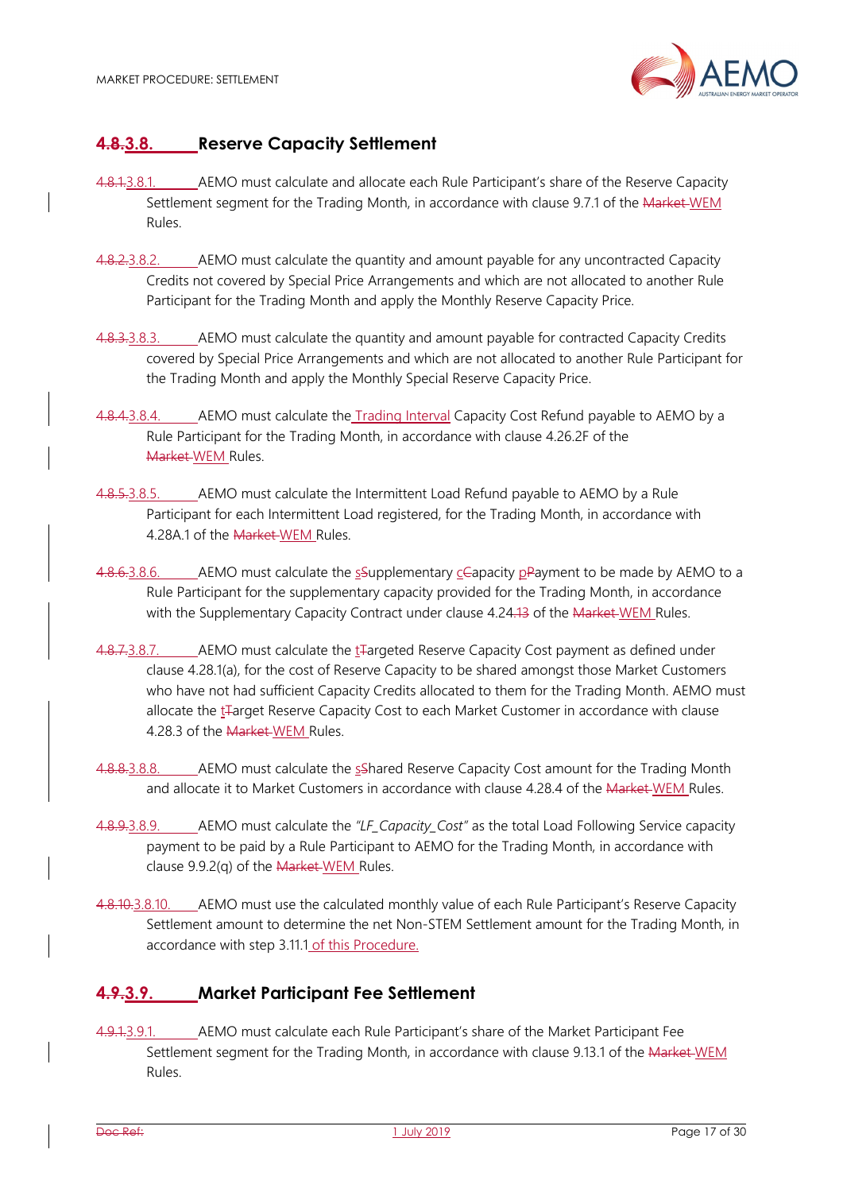## 4.8.3.8. Reserve Capacity Settlement

4.8.1.3.8.1. AEMO must calculate and allocate each Rule Participant's share of the Reserve Capacity Settlement segment for the Trading Month, in accordance with clause 9.7.1 of the Market WEM Rules.

4.8.2.3.8.2. AEMO must calculate the quantity and amount payable for any uncontracted Capacity Credits not covered by Special Price Arrangements and which are not allocated to another Rule Participant for the Trading Month and apply the Monthly Reserve Capacity Price.

4.8.3.3.8.3. AEMO must calculate the quantity and amount payable for contracted Capacity Credits covered by Special Price Arrangements and which are not allocated to another Rule Participant for the Trading Month and apply the Monthly Special Reserve Capacity Price.

4.8.4.3.8.4. AEMO must calculate the Trading Interval Capacity Cost Refund payable to AEMO by a Rule Participant for the Trading Month, in accordance with clause 4.26.2F of the Market WEM Rules.

4.8.5.3.8.5. AEMO must calculate the Intermittent Load Refund payable to AEMO by a Rule Participant for each Intermittent Load registered, for the Trading Month, in accordance with 4.28A.1 of the Market WEM Rules.

4.8.6.3.8.6. AEMO must calculate the sSupplementary cCapacity pPayment to be made by AEMO to a Rule Participant for the supplementary capacity provided for the Trading Month, in accordance with the Supplementary Capacity Contract under clause 4.24.13 of the Market WEM Rules.

4.8.7.3.8.7. AEMO must calculate the tTargeted Reserve Capacity Cost payment as defined under clause 4.28.1(a), for the cost of Reserve Capacity to be shared amongst those Market Customers who have not had sufficient Capacity Credits allocated to them for the Trading Month. AEMO must allocate the tTarget Reserve Capacity Cost to each Market Customer in accordance with clause 4.28.3 of the Market WEM Rules.

4.8.8.3.8.8. AEMO must calculate the sShared Reserve Capacity Cost amount for the Trading Month and allocate it to Market Customers in accordance with clause 4.28.4 of the Market WEM Rules.

4.8.9.3.8.9. AEMO must calculate the *"LF_Capacity_Cost"* as the total Load Following Service capacity payment to be paid by a Rule Participant to AEMO for the Trading Month, in accordance with clause 9.9.2(q) of the Market WEM Rules.

4.8.10.3.8.10. AEMO must use the calculated monthly value of each Rule Participant's Reserve Capacity Settlement amount to determine the net Non-STEM Settlement amount for the Trading Month, in accordance with step 3.11.1 of this Procedure.

## 4.9.3.9. Market Participant Fee Settlement

4.9.1.3.9.1. AEMO must calculate each Rule Participant's share of the Market Participant Fee Settlement segment for the Trading Month, in accordance with clause 9.13.1 of the Market WEM Rules.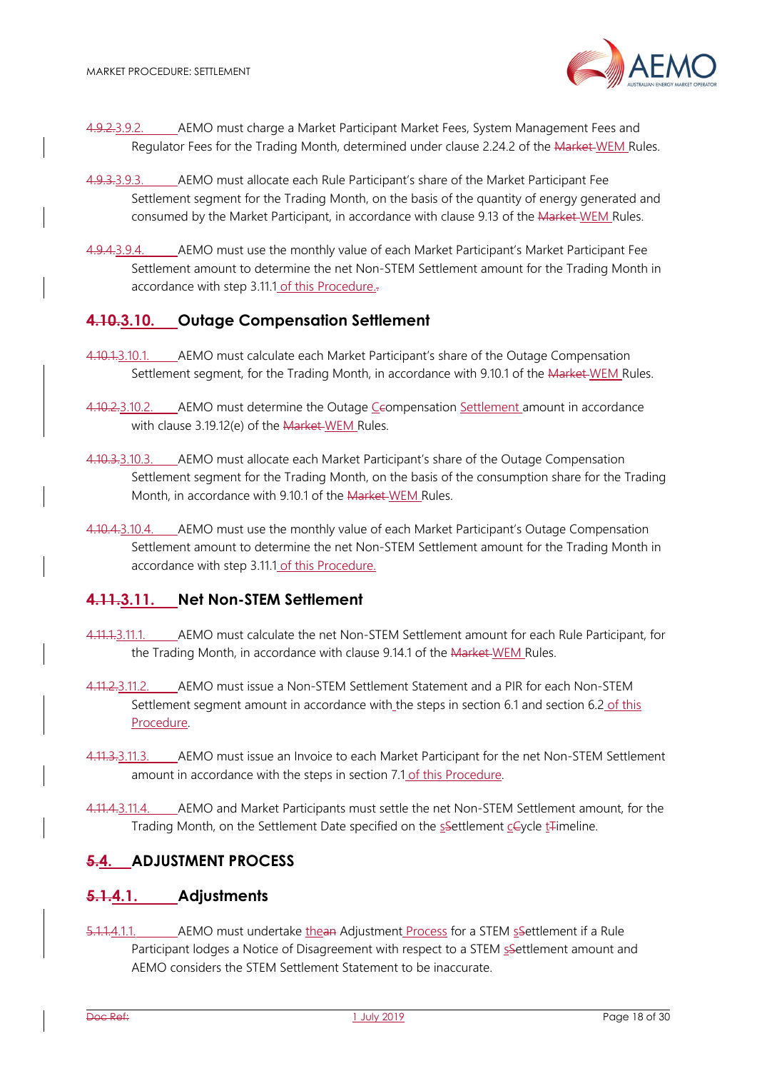4.9.2.3.9.2. AEMO must charge a Market Participant Market Fees, System Management Fees and Regulator Fees for the Trading Month, determined under clause 2.24.2 of the Market WEM Rules.

4.9.3.3.9.3. AEMO must allocate each Rule Participant's share of the Market Participant Fee Settlement segment for the Trading Month, on the basis of the quantity of energy generated and consumed by the Market Participant, in accordance with clause 9.13 of the Market WEM Rules.

4.9.4.3.9.4. AEMO must use the monthly value of each Market Participant's Market Participant Fee Settlement amount to determine the net Non-STEM Settlement amount for the Trading Month in accordance with step 3.11.1 of this Procedure..

## 4.10.3.10. Outage Compensation Settlement

4.10.1.3.10.1. AEMO must calculate each Market Participant's share of the Outage Compensation Settlement segment, for the Trading Month, in accordance with 9.10.1 of the Market WEM Rules.

4.10.2.3.10.2. AEMO must determine the Outage Ccompensation Settlement amount in accordance with clause 3.19.12(e) of the Market WEM Rules.

4.10.3.3.10.3. AEMO must allocate each Market Participant's share of the Outage Compensation Settlement segment for the Trading Month, on the basis of the consumption share for the Trading Month, in accordance with 9.10.1 of the Market WEM Rules.

4.10.4.3.10.4. AEMO must use the monthly value of each Market Participant's Outage Compensation Settlement amount to determine the net Non-STEM Settlement amount for the Trading Month in accordance with step 3.11.1 of this Procedure.

## 4.11.3.11. Net Non-STEM Settlement

4.11.1.3.11.1. AEMO must calculate the net Non-STEM Settlement amount for each Rule Participant, for the Trading Month, in accordance with clause 9.14.1 of the Market WEM Rules.

4.11.2.3.11.2. AEMO must issue a Non-STEM Settlement Statement and a PIR for each Non-STEM Settlement segment amount in accordance with the steps in section 6.1 and section 6.2 of this Procedure.

4.11.3.3.11.3. AEMO must issue an Invoice to each Market Participant for the net Non-STEM Settlement amount in accordance with the steps in section 7.1 of this Procedure.

4.11.4.3.11.4. AEMO and Market Participants must settle the net Non-STEM Settlement amount, for the Trading Month, on the Settlement Date specified on the sSettlement cCycle tTimeline.

# 5.4. ADJUSTMENT PROCESS

## 5.1.4.1. Adjustments

5.1.1.4.1.1. AEMO must undertake thean Adjustment Process for a STEM sSettlement if a Rule Participant lodges a Notice of Disagreement with respect to a STEM sSettlement amount and AEMO considers the STEM Settlement Statement to be inaccurate.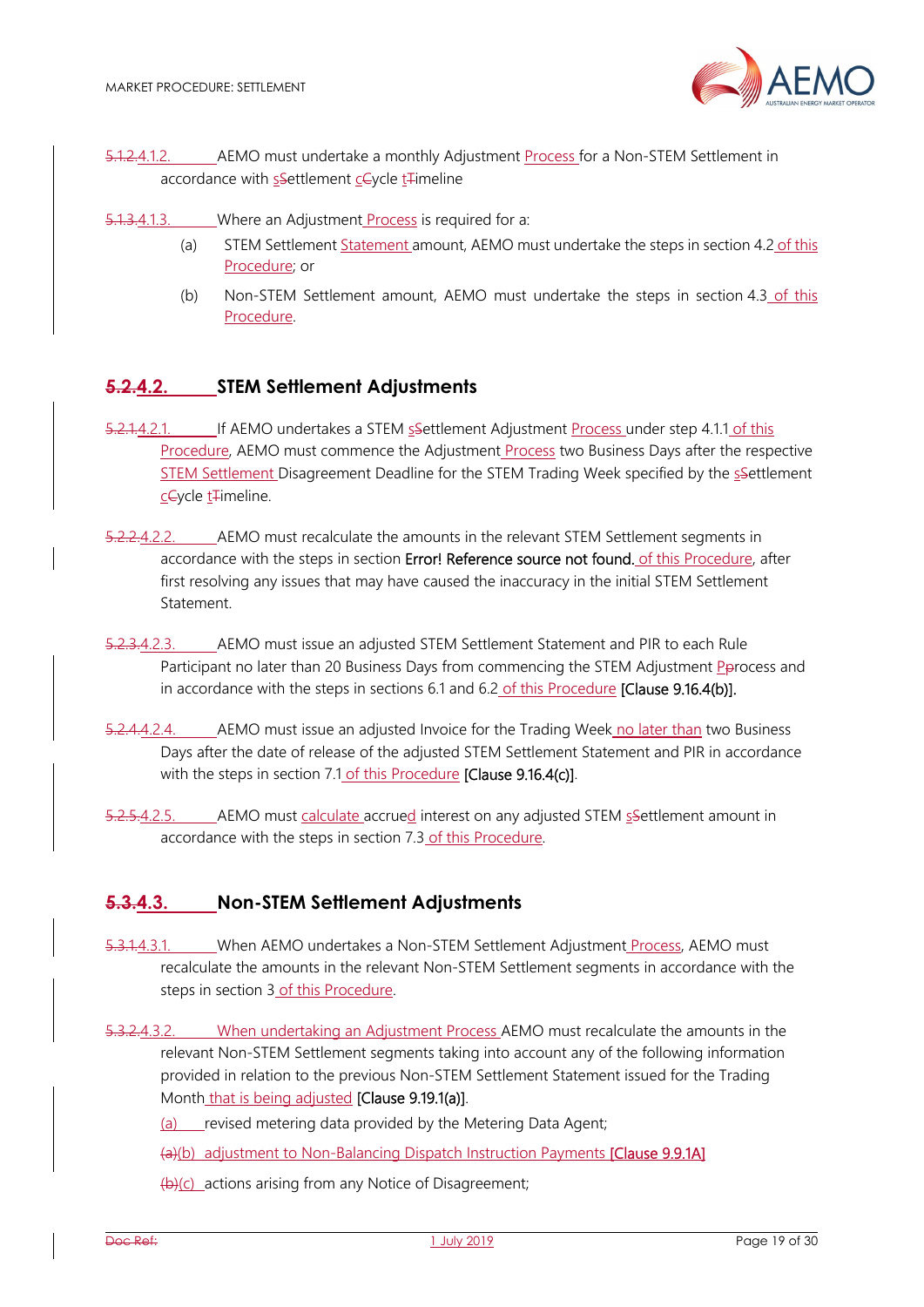5.1.2.4.1.2. AEMO must undertake a monthly Adjustment Process for a Non-STEM Settlement in accordance with sSettlement cCycle tTimeline

5.1.3.4.1.3. Where an Adjustment Process is required for a:

(a) STEM Settlement Statement amount, AEMO must undertake the steps in section 4.2 of this Procedure; or

(b) Non-STEM Settlement amount, AEMO must undertake the steps in section 4.3 of this Procedure.

## 5.2.4.2. STEM Settlement Adjustments

5.2.1.4.2.1. If AEMO undertakes a STEM sSettlement Adjustment Process under step 4.1.1 of this Procedure, AEMO must commence the Adjustment Process two Business Days after the respective STEM Settlement Disagreement Deadline for the STEM Trading Week specified by the sSettlement cCycle tTimeline.

5.2.2.4.2.2. AEMO must recalculate the amounts in the relevant STEM Settlement segments in accordance with the steps in section **Error! Reference source not found.** of this Procedure, after first resolving any issues that may have caused the inaccuracy in the initial STEM Settlement Statement.

5.2.3.4.2.3. AEMO must issue an adjusted STEM Settlement Statement and PIR to each Rule Participant no later than 20 Business Days from commencing the STEM Adjustment Pprocess and in accordance with the steps in sections 6.1 and 6.2 of this Procedure [Clause 9.16.4(b)].

5.2.4.4.2.4. AEMO must issue an adjusted Invoice for the Trading Week no later than two Business Days after the date of release of the adjusted STEM Settlement Statement and PIR in accordance with the steps in section 7.1 of this Procedure [Clause 9.16.4(c)].

5.2.5.4.2.5. AEMO must calculate accrued interest on any adjusted STEM sSettlement amount in accordance with the steps in section 7.3 of this Procedure.

## 5.3.4.3. Non-STEM Settlement Adjustments

5.3.1.4.3.1. When AEMO undertakes a Non-STEM Settlement Adjustment Process, AEMO must recalculate the amounts in the relevant Non-STEM Settlement segments in accordance with the steps in section 3 of this Procedure.

5.3.2.4.3.2. When undertaking an Adjustment Process AEMO must recalculate the amounts in the relevant Non-STEM Settlement segments taking into account any of the following information provided in relation to the previous Non-STEM Settlement Statement issued for the Trading Month that is being adjusted [Clause 9.19.1(a)].

(a) revised metering data provided by the Metering Data Agent;

(a)(b) adjustment to Non-Balancing Dispatch Instruction Payments [Clause 9.9.1A]

(b)(c) actions arising from any Notice of Disagreement;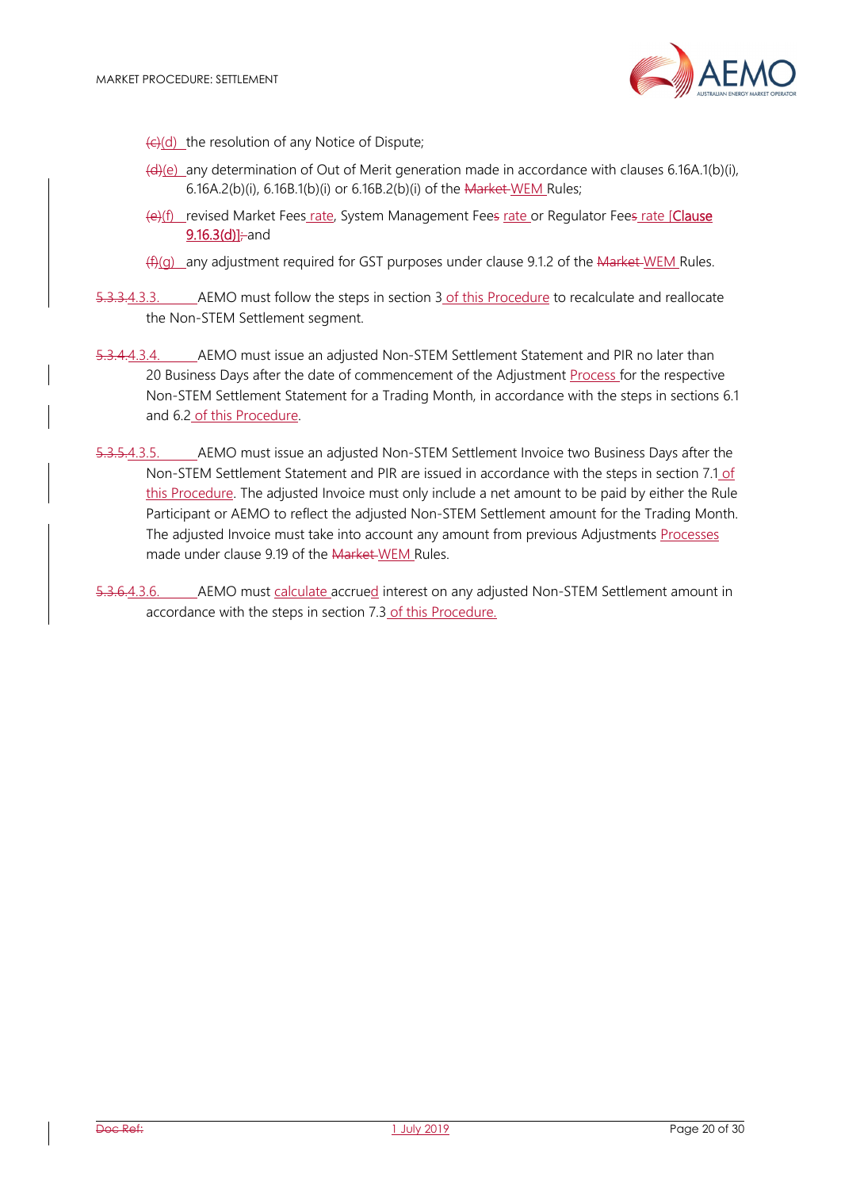~~(c)~~(d) the resolution of any Notice of Dispute;

~~(d)~~(e) any determination of Out of Merit generation made in accordance with clauses 6.16A.1(b)(i), 6.16A.2(b)(i), 6.16B.1(b)(i) or 6.16B.2(b)(i) of the ~~Market~~ WEM Rules;

~~(e)~~(f) revised Market Fees rate, System Management Fee~~s~~ rate or Regulator Fee~~s~~ rate [Clause 9.16.3(d)]~~,~~ and

~~(f)~~(g) any adjustment required for GST purposes under clause 9.1.2 of the ~~Market~~ WEM Rules.

~~5.3.3.~~4.3.3. AEMO must follow the steps in section 3 of this Procedure to recalculate and reallocate the Non-STEM Settlement segment.

~~5.3.4.~~4.3.4. AEMO must issue an adjusted Non-STEM Settlement Statement and PIR no later than 20 Business Days after the date of commencement of the Adjustment Process for the respective Non-STEM Settlement Statement for a Trading Month, in accordance with the steps in sections 6.1 and 6.2 of this Procedure.

~~5.3.5.~~4.3.5. AEMO must issue an adjusted Non-STEM Settlement Invoice two Business Days after the Non-STEM Settlement Statement and PIR are issued in accordance with the steps in section 7.1 of this Procedure. The adjusted Invoice must only include a net amount to be paid by either the Rule Participant or AEMO to reflect the adjusted Non-STEM Settlement amount for the Trading Month. The adjusted Invoice must take into account any amount from previous Adjustments Processes made under clause 9.19 of the ~~Market~~ WEM Rules.

~~5.3.6.~~4.3.6. AEMO must calculate accrued interest on any adjusted Non-STEM Settlement amount in accordance with the steps in section 7.3 of this Procedure.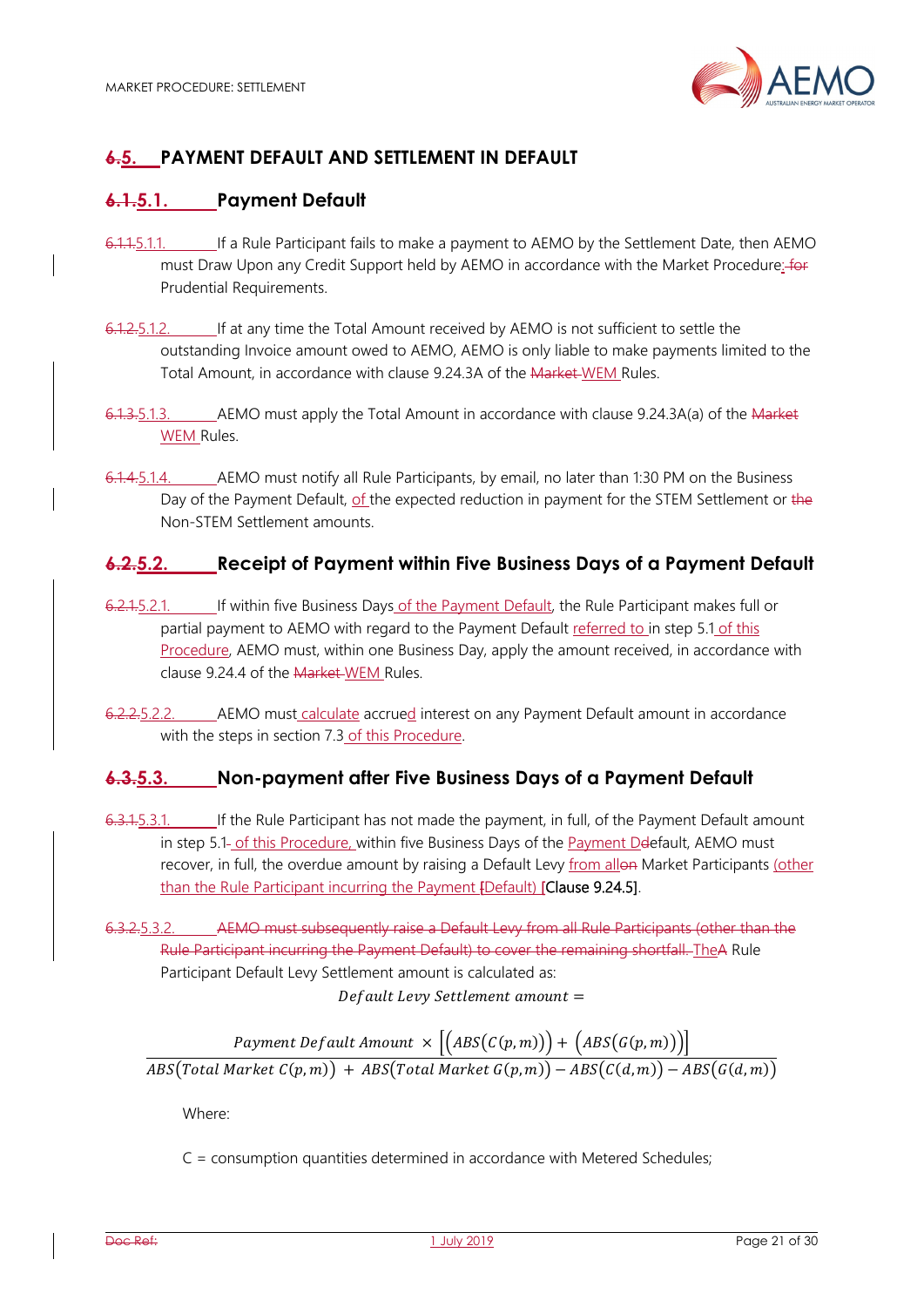## 6.5. PAYMENT DEFAULT AND SETTLEMENT IN DEFAULT

### 6.1.5.1. Payment Default

6.1.1.5.1.1. If a Rule Participant fails to make a payment to AEMO by the Settlement Date, then AEMO must Draw Upon any Credit Support held by AEMO in accordance with the Market Procedure: for Prudential Requirements.

6.1.2.5.1.2. If at any time the Total Amount received by AEMO is not sufficient to settle the outstanding Invoice amount owed to AEMO, AEMO is only liable to make payments limited to the Total Amount, in accordance with clause 9.24.3A of the Market WEM Rules.

6.1.3.5.1.3. AEMO must apply the Total Amount in accordance with clause 9.24.3A(a) of the Market WEM Rules.

6.1.4.5.1.4. AEMO must notify all Rule Participants, by email, no later than 1:30 PM on the Business Day of the Payment Default, of the expected reduction in payment for the STEM Settlement or the Non-STEM Settlement amounts.

### 6.2.5.2. Receipt of Payment within Five Business Days of a Payment Default

6.2.1.5.2.1. If within five Business Days of the Payment Default, the Rule Participant makes full or partial payment to AEMO with regard to the Payment Default referred to in step 5.1 of this Procedure, AEMO must, within one Business Day, apply the amount received, in accordance with clause 9.24.4 of the Market WEM Rules.

6.2.2.5.2.2. AEMO must calculate accrued interest on any Payment Default amount in accordance with the steps in section 7.3 of this Procedure.

### 6.3.5.3. Non-payment after Five Business Days of a Payment Default

6.3.1.5.3.1. If the Rule Participant has not made the payment, in full, of the Payment Default amount in step 5.1. of this Procedure, within five Business Days of the Payment Ddefault, AEMO must recover, in full, the overdue amount by raising a Default Levy from allon Market Participants (other than the Rule Participant incurring the Payment [Default) [Clause 9.24.5].

6.3.2.5.3.2. AEMO must subsequently raise a Default Levy from all Rule Participants (other than the Rule Participant incurring the Payment Default) to cover the remaining shortfall. TheA Rule Participant Default Levy Settlement amount is calculated as:

$$Default\ Levy\ Settlement\ amount =$$

$$\frac{Payment\ Default\ Amount \times \left[\left(ABS\left(C(p,m)\right)\right) + \left(ABS\left(G(p,m)\right)\right)\right]}{ABS\left(Total\ Market\ C(p,m)\right) + ABS\left(Total\ Market\ G(p,m)\right) - ABS\left(C(d,m)\right) - ABS\left(G(d,m)\right)}$$

Where:

C = consumption quantities determined in accordance with Metered Schedules;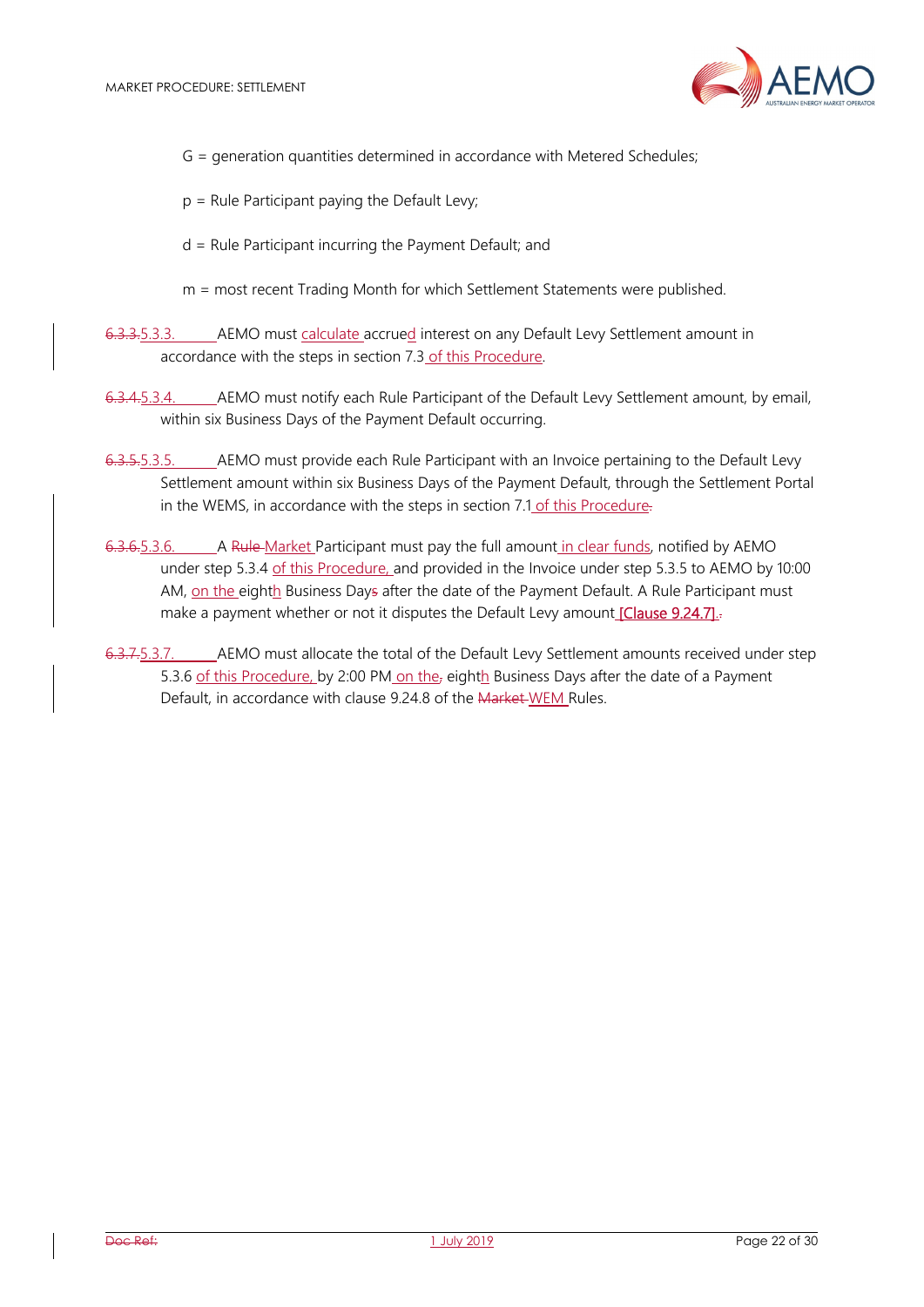G = generation quantities determined in accordance with Metered Schedules;

p = Rule Participant paying the Default Levy;

d = Rule Participant incurring the Payment Default; and

m = most recent Trading Month for which Settlement Statements were published.

~~6.3.3.~~5.3.3. AEMO must calculate accrued interest on any Default Levy Settlement amount in accordance with the steps in section 7.3 of this Procedure.

~~6.3.4.~~5.3.4. AEMO must notify each Rule Participant of the Default Levy Settlement amount, by email, within six Business Days of the Payment Default occurring.

~~6.3.5.~~5.3.5. AEMO must provide each Rule Participant with an Invoice pertaining to the Default Levy Settlement amount within six Business Days of the Payment Default, through the Settlement Portal in the WEMS, in accordance with the steps in section 7.1 of this Procedure~~.~~

~~6.3.6.~~5.3.6. A ~~Rule~~ Market Participant must pay the full amount in clear funds, notified by AEMO under step 5.3.4 of this Procedure, and provided in the Invoice under step 5.3.5 to AEMO by 10:00 AM, on the eighth Business Day~~s~~ after the date of the Payment Default. A Rule Participant must make a payment whether or not it disputes the Default Levy amount [Clause 9.24.7].~~.~~

~~6.3.7.~~5.3.7. AEMO must allocate the total of the Default Levy Settlement amounts received under step 5.3.6 of this Procedure, by 2:00 PM on the~~,~~ eighth Business Days after the date of a Payment Default, in accordance with clause 9.24.8 of the ~~Market~~ WEM Rules.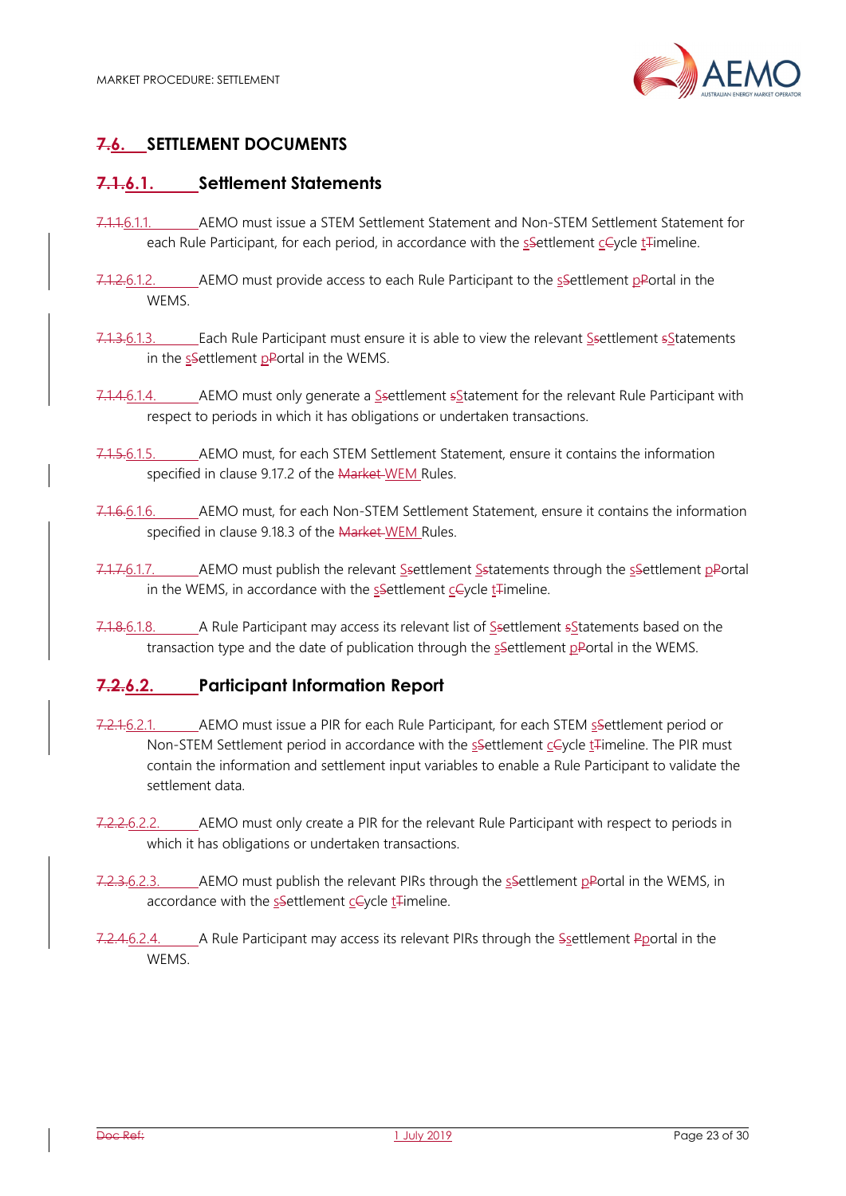# 6. SETTLEMENT DOCUMENTS

## 6.1. Settlement Statements

6.1.1. AEMO must issue a STEM Settlement Statement and Non-STEM Settlement Statement for each Rule Participant, for each period, in accordance with the settlement cycle timeline.

6.1.2. AEMO must provide access to each Rule Participant to the settlement portal in the WEMS.

6.1.3. Each Rule Participant must ensure it is able to view the relevant settlement statements in the settlement portal in the WEMS.

6.1.4. AEMO must only generate a settlement statement for the relevant Rule Participant with respect to periods in which it has obligations or undertaken transactions.

6.1.5. AEMO must, for each STEM Settlement Statement, ensure it contains the information specified in clause 9.17.2 of the WEM Rules.

6.1.6. AEMO must, for each Non-STEM Settlement Statement, ensure it contains the information specified in clause 9.18.3 of the WEM Rules.

6.1.7. AEMO must publish the relevant settlement statements through the settlement portal in the WEMS, in accordance with the settlement cycle timeline.

6.1.8. A Rule Participant may access its relevant list of settlement statements based on the transaction type and the date of publication through the settlement portal in the WEMS.

## 6.2. Participant Information Report

6.2.1. AEMO must issue a PIR for each Rule Participant, for each STEM settlement period or Non-STEM Settlement period in accordance with the settlement cycle timeline. The PIR must contain the information and settlement input variables to enable a Rule Participant to validate the settlement data.

6.2.2. AEMO must only create a PIR for the relevant Rule Participant with respect to periods in which it has obligations or undertaken transactions.

6.2.3. AEMO must publish the relevant PIRs through the settlement portal in the WEMS, in accordance with the settlement cycle timeline.

6.2.4. A Rule Participant may access its relevant PIRs through the settlement portal in the WEMS.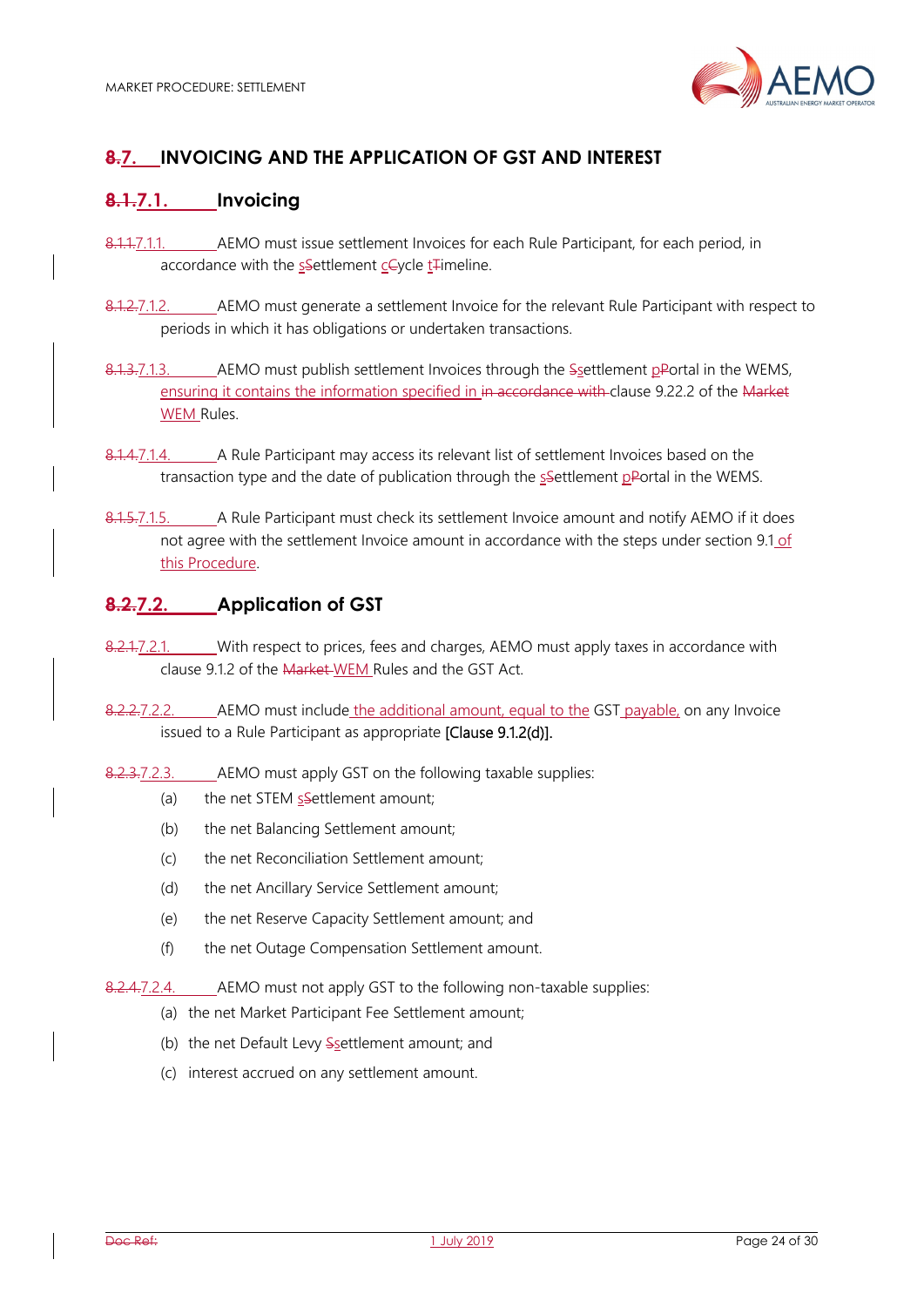## 8.7. INVOICING AND THE APPLICATION OF GST AND INTEREST

### 8.1.7.1. Invoicing

8.1.1.7.1.1. AEMO must issue settlement Invoices for each Rule Participant, for each period, in accordance with the sSettlement cCycle tTimeline.

8.1.2.7.1.2. AEMO must generate a settlement Invoice for the relevant Rule Participant with respect to periods in which it has obligations or undertaken transactions.

8.1.3.7.1.3. AEMO must publish settlement Invoices through the Ssettlement pPortal in the WEMS, ensuring it contains the information specified in in accordance with clause 9.22.2 of the Market WEM Rules.

8.1.4.7.1.4. A Rule Participant may access its relevant list of settlement Invoices based on the transaction type and the date of publication through the sSettlement pPortal in the WEMS.

8.1.5.7.1.5. A Rule Participant must check its settlement Invoice amount and notify AEMO if it does not agree with the settlement Invoice amount in accordance with the steps under section 9.1 of this Procedure.

### 8.2.7.2. Application of GST

8.2.1.7.2.1. With respect to prices, fees and charges, AEMO must apply taxes in accordance with clause 9.1.2 of the Market WEM Rules and the GST Act.

8.2.2.7.2.2. AEMO must include the additional amount, equal to the GST payable, on any Invoice issued to a Rule Participant as appropriate [Clause 9.1.2(d)].

8.2.3.7.2.3. AEMO must apply GST on the following taxable supplies:

(a) the net STEM sSettlement amount;

(b) the net Balancing Settlement amount;

(c) the net Reconciliation Settlement amount;

(d) the net Ancillary Service Settlement amount;

(e) the net Reserve Capacity Settlement amount; and

(f) the net Outage Compensation Settlement amount.

8.2.4.7.2.4. AEMO must not apply GST to the following non-taxable supplies:

(a) the net Market Participant Fee Settlement amount;

(b) the net Default Levy Ssettlement amount; and

(c) interest accrued on any settlement amount.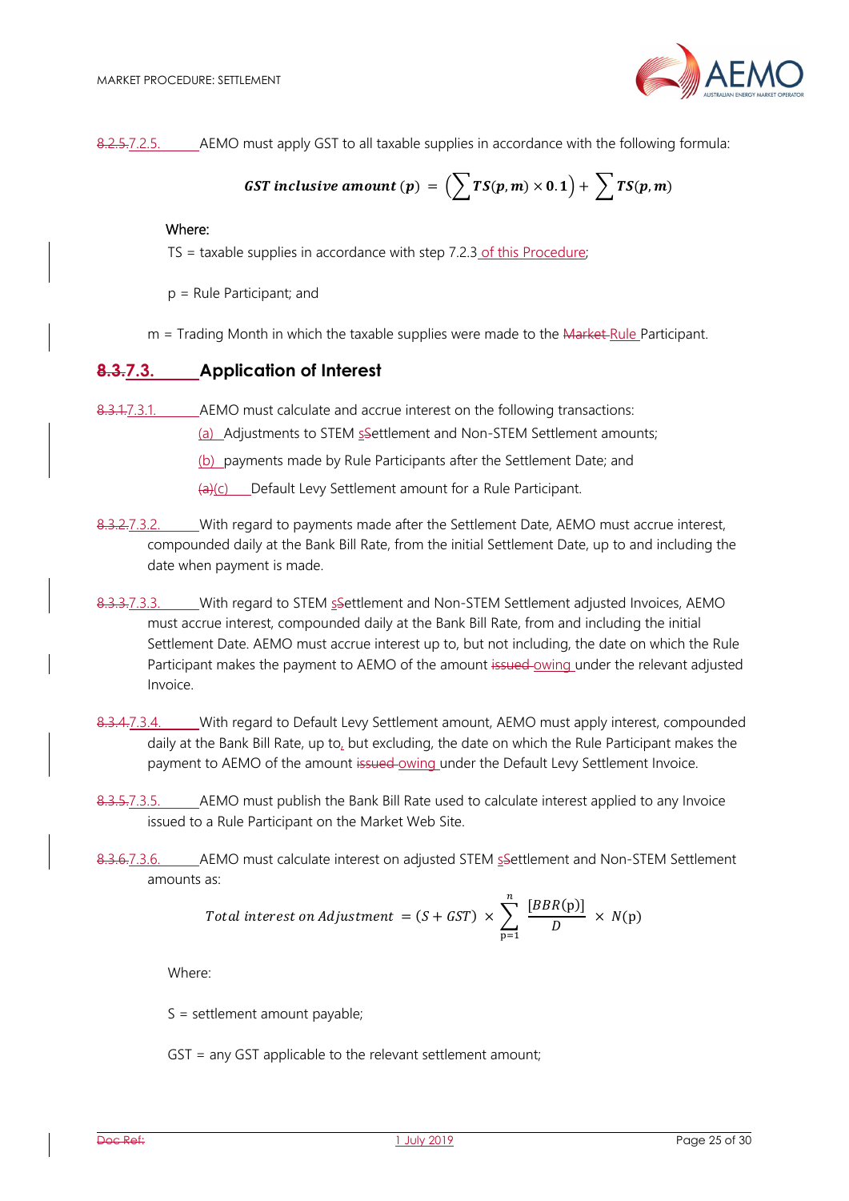8.2.5.7.2.5. AEMO must apply GST to all taxable supplies in accordance with the following formula:

$$GST\ inclusive\ amount\ (p) = \left(\sum TS(p,m) \times 0.1\right) + \sum TS(p,m)$$

Where:

TS = taxable supplies in accordance with step 7.2.3 of this Procedure;

p = Rule Participant; and

m = Trading Month in which the taxable supplies were made to the Market Rule Participant.

## 8.3.7.3. Application of Interest

8.3.1.7.3.1. AEMO must calculate and accrue interest on the following transactions:

(a) Adjustments to STEM sSettlement and Non-STEM Settlement amounts;

(b) payments made by Rule Participants after the Settlement Date; and

(a)(c) Default Levy Settlement amount for a Rule Participant.

8.3.2.7.3.2. With regard to payments made after the Settlement Date, AEMO must accrue interest, compounded daily at the Bank Bill Rate, from the initial Settlement Date, up to and including the date when payment is made.

8.3.3.7.3.3. With regard to STEM sSettlement and Non-STEM Settlement adjusted Invoices, AEMO must accrue interest, compounded daily at the Bank Bill Rate, from and including the initial Settlement Date. AEMO must accrue interest up to, but not including, the date on which the Rule Participant makes the payment to AEMO of the amount issued owing under the relevant adjusted Invoice.

8.3.4.7.3.4. With regard to Default Levy Settlement amount, AEMO must apply interest, compounded daily at the Bank Bill Rate, up to, but excluding, the date on which the Rule Participant makes the payment to AEMO of the amount issued owing under the Default Levy Settlement Invoice.

8.3.5.7.3.5. AEMO must publish the Bank Bill Rate used to calculate interest applied to any Invoice issued to a Rule Participant on the Market Web Site.

8.3.6.7.3.6. AEMO must calculate interest on adjusted STEM sSettlement and Non-STEM Settlement amounts as:

$$Total\ interest\ on\ Adjustment = (S + GST) \times \sum_{p=1}^{n} \frac{[BBR(p)]}{D} \times N(p)$$

Where:

S = settlement amount payable;

GST = any GST applicable to the relevant settlement amount;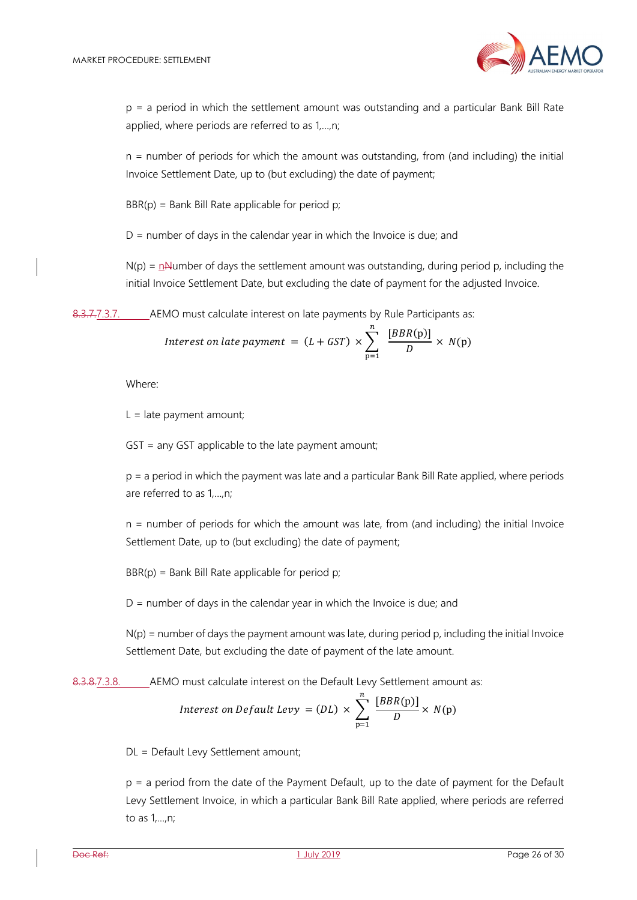p = a period in which the settlement amount was outstanding and a particular Bank Bill Rate applied, where periods are referred to as 1,…,n;

n = number of periods for which the amount was outstanding, from (and including) the initial Invoice Settlement Date, up to (but excluding) the date of payment;

BBR(p) = Bank Bill Rate applicable for period p;

D = number of days in the calendar year in which the Invoice is due; and

N(p) = nNumber of days the settlement amount was outstanding, during period p, including the initial Invoice Settlement Date, but excluding the date of payment for the adjusted Invoice.

8.3.7.7.3.7. AEMO must calculate interest on late payments by Rule Participants as:

$$Interest\ on\ late\ payment\ = (L + GST) \times \sum_{p=1}^{n} \frac{[BBR(p)]}{D} \times N(p)$$

Where:

L = late payment amount;

GST = any GST applicable to the late payment amount;

p = a period in which the payment was late and a particular Bank Bill Rate applied, where periods are referred to as 1,…,n;

n = number of periods for which the amount was late, from (and including) the initial Invoice Settlement Date, up to (but excluding) the date of payment;

BBR(p) = Bank Bill Rate applicable for period p;

D = number of days in the calendar year in which the Invoice is due; and

N(p) = number of days the payment amount was late, during period p, including the initial Invoice Settlement Date, but excluding the date of payment of the late amount.

8.3.8.7.3.8. AEMO must calculate interest on the Default Levy Settlement amount as:

$$Interest\ on\ Default\ Levy\ = (DL) \times \sum_{p=1}^{n} \frac{[BBR(p)]}{D} \times N(p)$$

DL = Default Levy Settlement amount;

p = a period from the date of the Payment Default, up to the date of payment for the Default Levy Settlement Invoice, in which a particular Bank Bill Rate applied, where periods are referred to as 1,…,n;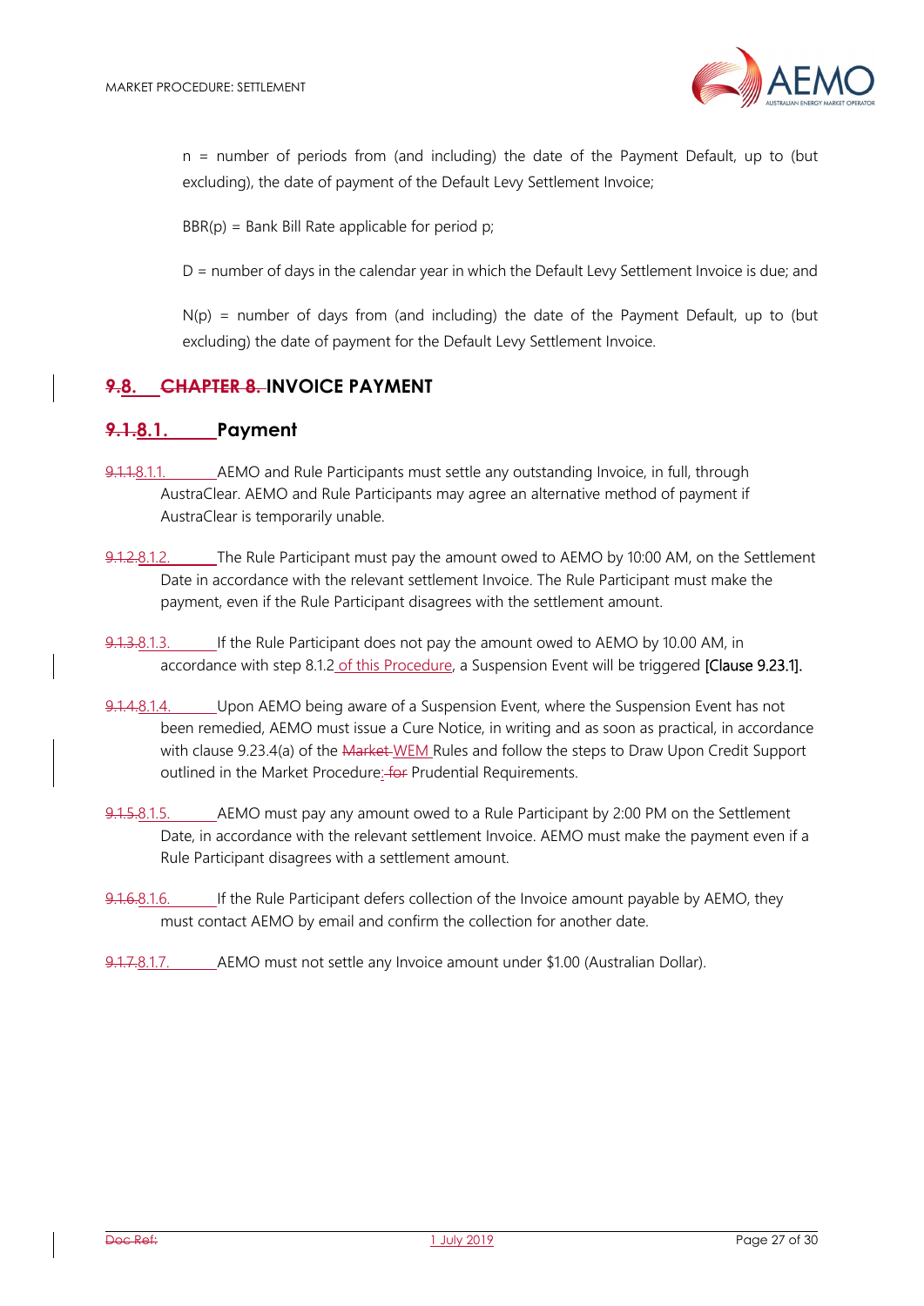n = number of periods from (and including) the date of the Payment Default, up to (but excluding), the date of payment of the Default Levy Settlement Invoice;

BBR(p) = Bank Bill Rate applicable for period p;

D = number of days in the calendar year in which the Default Levy Settlement Invoice is due; and

N(p) = number of days from (and including) the date of the Payment Default, up to (but excluding) the date of payment for the Default Levy Settlement Invoice.

# 9.8. CHAPTER 8. INVOICE PAYMENT

## 9.1.8.1. Payment

9.1.1.8.1.1. AEMO and Rule Participants must settle any outstanding Invoice, in full, through AustraClear. AEMO and Rule Participants may agree an alternative method of payment if AustraClear is temporarily unable.

9.1.2.8.1.2. The Rule Participant must pay the amount owed to AEMO by 10:00 AM, on the Settlement Date in accordance with the relevant settlement Invoice. The Rule Participant must make the payment, even if the Rule Participant disagrees with the settlement amount.

9.1.3.8.1.3. If the Rule Participant does not pay the amount owed to AEMO by 10.00 AM, in accordance with step 8.1.2 of this Procedure, a Suspension Event will be triggered [Clause 9.23.1].

9.1.4.8.1.4. Upon AEMO being aware of a Suspension Event, where the Suspension Event has not been remedied, AEMO must issue a Cure Notice, in writing and as soon as practical, in accordance with clause 9.23.4(a) of the Market WEM Rules and follow the steps to Draw Upon Credit Support outlined in the Market Procedure: for Prudential Requirements.

9.1.5.8.1.5. AEMO must pay any amount owed to a Rule Participant by 2:00 PM on the Settlement Date, in accordance with the relevant settlement Invoice. AEMO must make the payment even if a Rule Participant disagrees with a settlement amount.

9.1.6.8.1.6. If the Rule Participant defers collection of the Invoice amount payable by AEMO, they must contact AEMO by email and confirm the collection for another date.

9.1.7.8.1.7. AEMO must not settle any Invoice amount under $1.00 (Australian Dollar).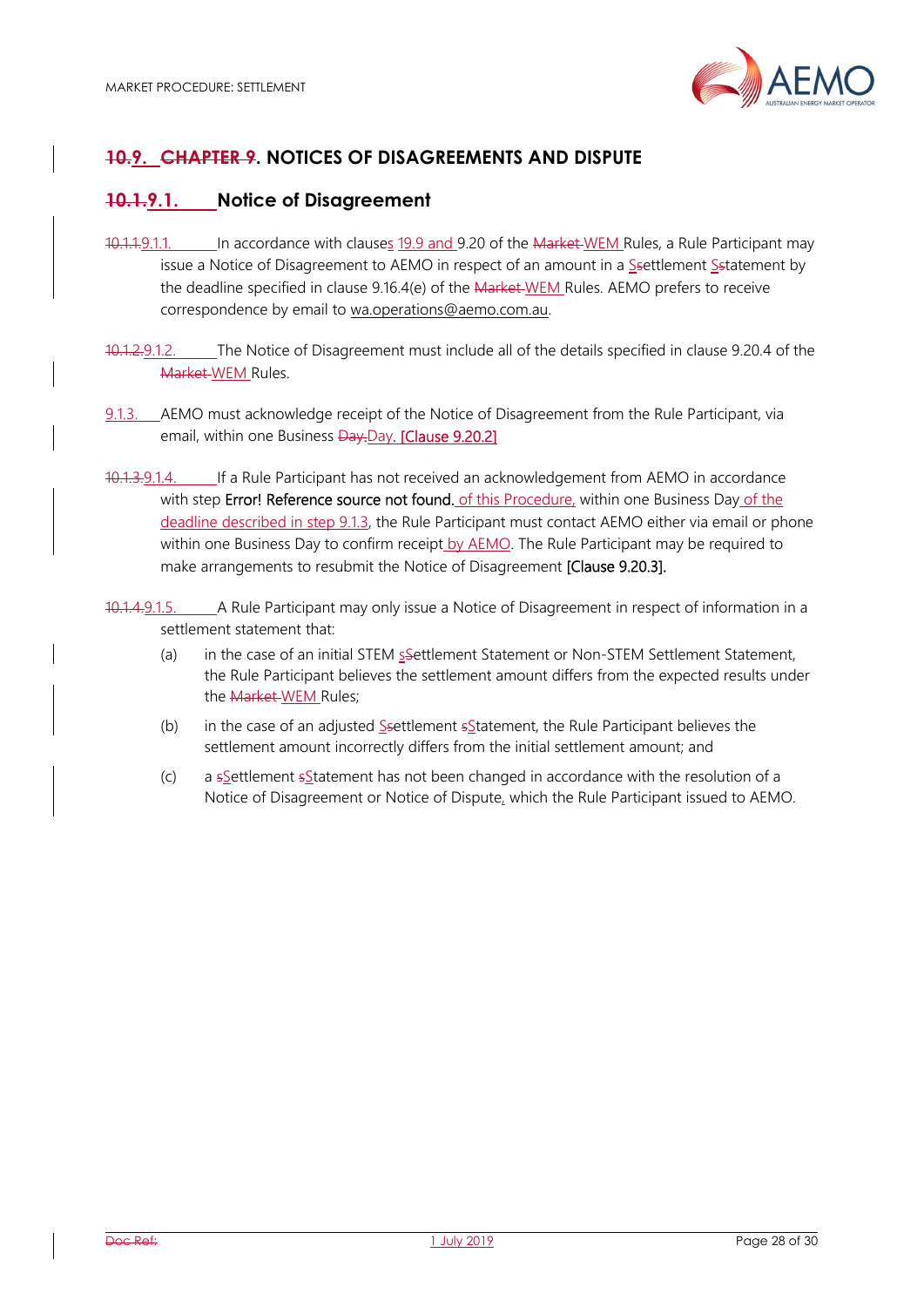# ~~10.~~9. ~~CHAPTER 9~~. NOTICES OF DISAGREEMENTS AND DISPUTE

## ~~10.1.~~9.1. Notice of Disagreement

~~10.1.1.~~9.1.1. In accordance with clauses 19.9 and 9.20 of the ~~Market~~ WEM Rules, a Rule Participant may issue a Notice of Disagreement to AEMO in respect of an amount in a Settlement Statement by the deadline specified in clause 9.16.4(e) of the ~~Market~~ WEM Rules. AEMO prefers to receive correspondence by email to wa.operations@aemo.com.au.

~~10.1.2.~~9.1.2. The Notice of Disagreement must include all of the details specified in clause 9.20.4 of the ~~Market~~ WEM Rules.

9.1.3. AEMO must acknowledge receipt of the Notice of Disagreement from the Rule Participant, via email, within one Business Day. [Clause 9.20.2]

~~10.1.3.~~9.1.4. If a Rule Participant has not received an acknowledgement from AEMO in accordance with step Error! Reference source not found. of this Procedure, within one Business Day of the deadline described in step 9.1.3, the Rule Participant must contact AEMO either via email or phone within one Business Day to confirm receipt by AEMO. The Rule Participant may be required to make arrangements to resubmit the Notice of Disagreement [Clause 9.20.3].

~~10.1.4.~~9.1.5. A Rule Participant may only issue a Notice of Disagreement in respect of information in a settlement statement that:

(a) in the case of an initial STEM Settlement Statement or Non-STEM Settlement Statement, the Rule Participant believes the settlement amount differs from the expected results under the ~~Market~~ WEM Rules;

(b) in the case of an adjusted Settlement Statement, the Rule Participant believes the settlement amount incorrectly differs from the initial settlement amount; and

(c) a Settlement Statement has not been changed in accordance with the resolution of a Notice of Disagreement or Notice of Dispute, which the Rule Participant issued to AEMO.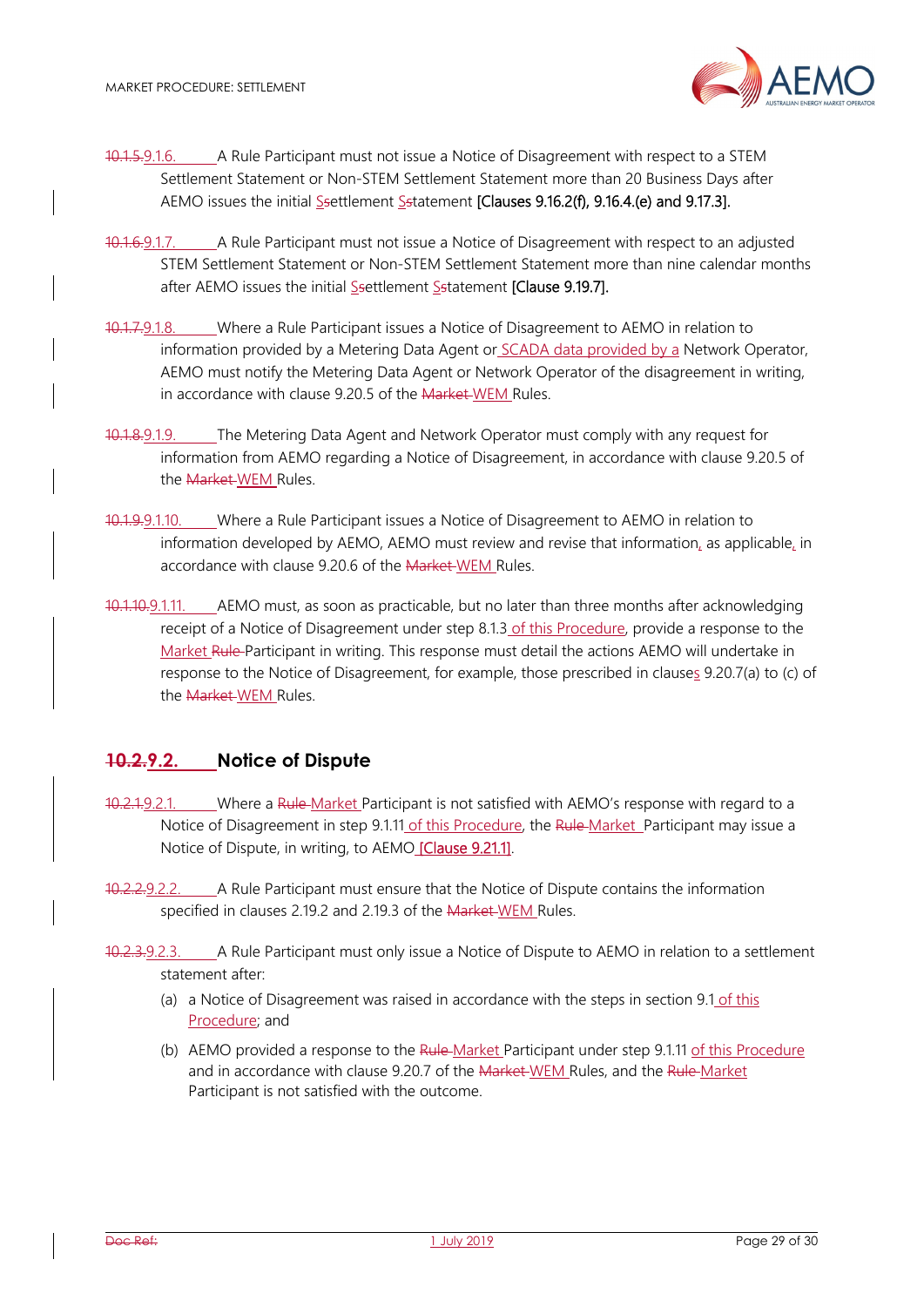~~10.1.5.~~9.1.6. A Rule Participant must not issue a Notice of Disagreement with respect to a STEM Settlement Statement or Non-STEM Settlement Statement more than 20 Business Days after AEMO issues the initial settlement statement **[Clauses 9.16.2(f), 9.16.4.(e) and 9.17.3].**

~~10.1.6.~~9.1.7. A Rule Participant must not issue a Notice of Disagreement with respect to an adjusted STEM Settlement Statement or Non-STEM Settlement Statement more than nine calendar months after AEMO issues the initial settlement statement **[Clause 9.19.7].**

~~10.1.7.~~9.1.8. Where a Rule Participant issues a Notice of Disagreement to AEMO in relation to information provided by a Metering Data Agent or SCADA data provided by a Network Operator, AEMO must notify the Metering Data Agent or Network Operator of the disagreement in writing, in accordance with clause 9.20.5 of the ~~Market~~ WEM Rules.

~~10.1.8.~~9.1.9. The Metering Data Agent and Network Operator must comply with any request for information from AEMO regarding a Notice of Disagreement, in accordance with clause 9.20.5 of the ~~Market~~ WEM Rules.

~~10.1.9.~~9.1.10. Where a Rule Participant issues a Notice of Disagreement to AEMO in relation to information developed by AEMO, AEMO must review and revise that information, as applicable, in accordance with clause 9.20.6 of the ~~Market~~ WEM Rules.

~~10.1.10.~~9.1.11. AEMO must, as soon as practicable, but no later than three months after acknowledging receipt of a Notice of Disagreement under step 8.1.3 of this Procedure, provide a response to the Market ~~Rule~~ Participant in writing. This response must detail the actions AEMO will undertake in response to the Notice of Disagreement, for example, those prescribed in clauses 9.20.7(a) to (c) of the ~~Market~~ WEM Rules.

## ~~10.2.~~9.2. Notice of Dispute

~~10.2.1.~~9.2.1. Where a ~~Rule~~ Market Participant is not satisfied with AEMO's response with regard to a Notice of Disagreement in step 9.1.11 of this Procedure, the ~~Rule~~ Market Participant may issue a Notice of Dispute, in writing, to AEMO **[Clause 9.21.1]**.

~~10.2.2.~~9.2.2. A Rule Participant must ensure that the Notice of Dispute contains the information specified in clauses 2.19.2 and 2.19.3 of the ~~Market~~ WEM Rules.

~~10.2.3.~~9.2.3. A Rule Participant must only issue a Notice of Dispute to AEMO in relation to a settlement statement after:

(a) a Notice of Disagreement was raised in accordance with the steps in section 9.1 of this Procedure; and

(b) AEMO provided a response to the ~~Rule~~ Market Participant under step 9.1.11 of this Procedure and in accordance with clause 9.20.7 of the ~~Market~~ WEM Rules, and the ~~Rule~~ Market Participant is not satisfied with the outcome.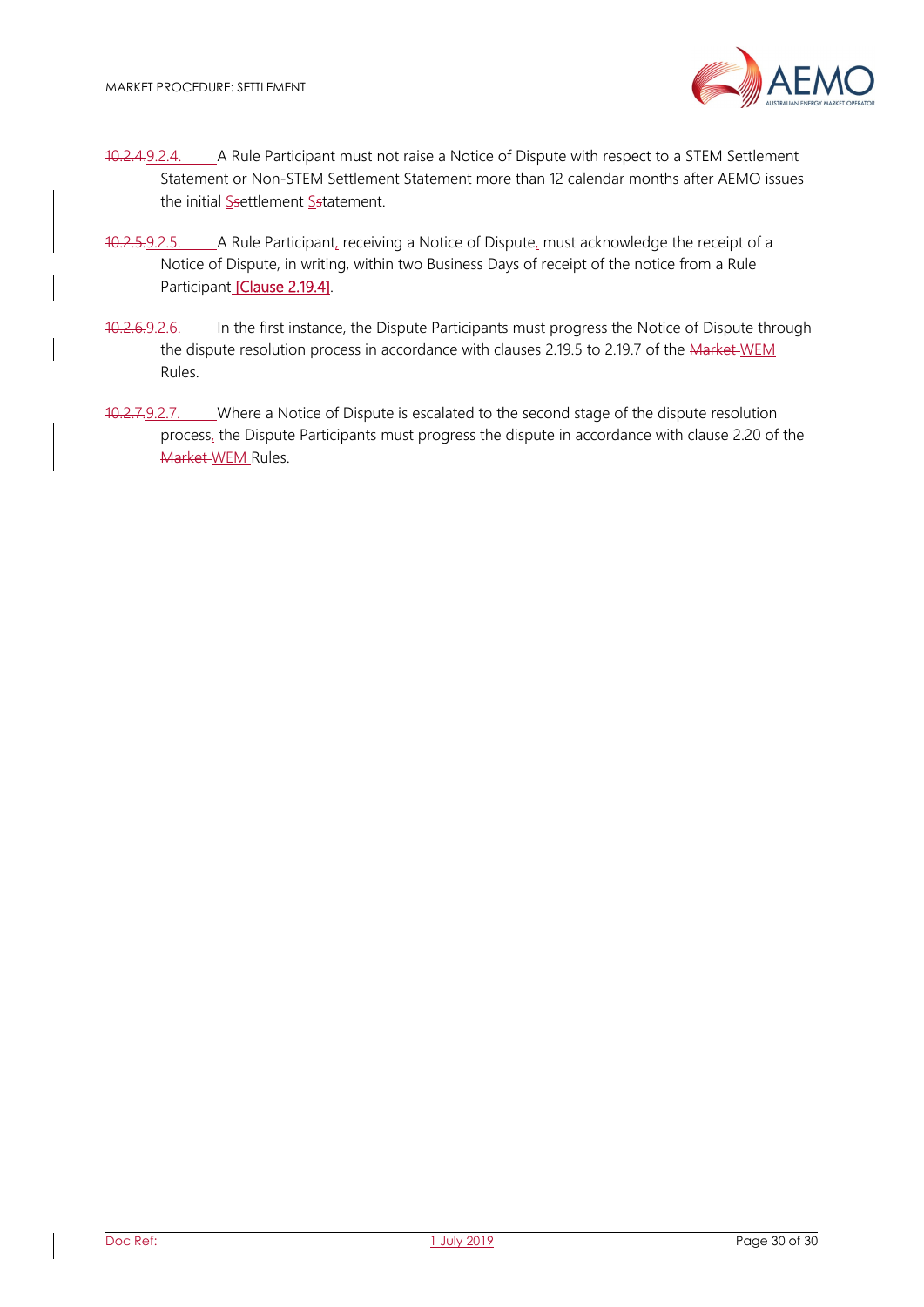10.2.4.9.2.4. A Rule Participant must not raise a Notice of Dispute with respect to a STEM Settlement Statement or Non-STEM Settlement Statement more than 12 calendar months after AEMO issues the initial Ssettlement Sstatement.

10.2.5.9.2.5. A Rule Participant, receiving a Notice of Dispute, must acknowledge the receipt of a Notice of Dispute, in writing, within two Business Days of receipt of the notice from a Rule Participant [Clause 2.19.4].

10.2.6.9.2.6. In the first instance, the Dispute Participants must progress the Notice of Dispute through the dispute resolution process in accordance with clauses 2.19.5 to 2.19.7 of the Market WEM Rules.

10.2.7.9.2.7. Where a Notice of Dispute is escalated to the second stage of the dispute resolution process, the Dispute Participants must progress the dispute in accordance with clause 2.20 of the Market WEM Rules.